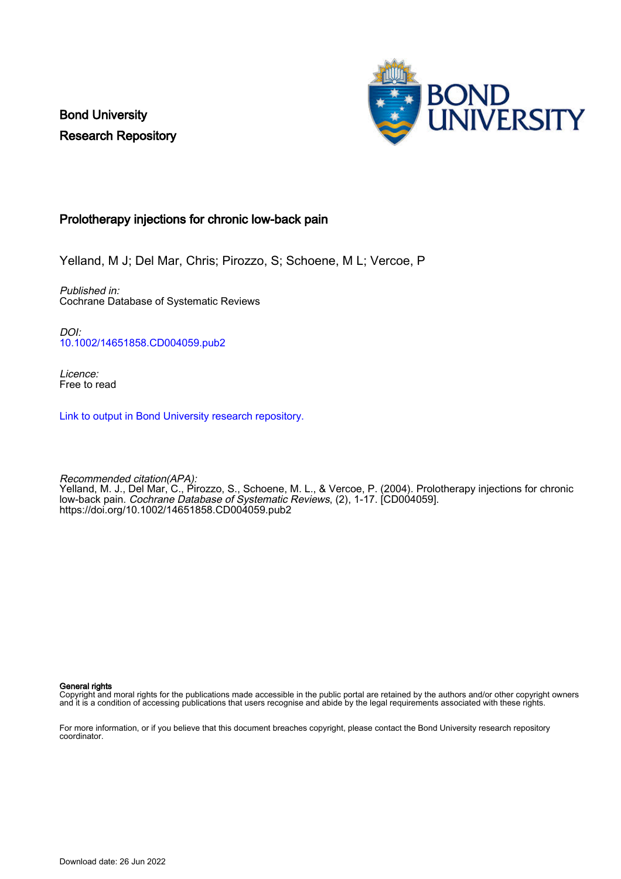Bond University
Research Repository

# Prolotherapy injections for chronic low-back pain

Yelland, M J; Del Mar, Chris; Pirozzo, S; Schoene, M L; Vercoe, P

*Published in:*
Cochrane Database of Systematic Reviews

*DOI:*
10.1002/14651858.CD004059.pub2

*Licence:*
Free to read

Link to output in Bond University research repository.

*Recommended citation(APA):*
Yelland, M. J., Del Mar, C., Pirozzo, S., Schoene, M. L., & Vercoe, P. (2004). Prolotherapy injections for chronic low-back pain. *Cochrane Database of Systematic Reviews*, (2), 1-17. [CD004059]. https://doi.org/10.1002/14651858.CD004059.pub2

**General rights**
Copyright and moral rights for the publications made accessible in the public portal are retained by the authors and/or other copyright owners and it is a condition of accessing publications that users recognise and abide by the legal requirements associated with these rights.

For more information, or if you believe that this document breaches copyright, please contact the Bond University research repository coordinator.

Download date: 26 Jun 2022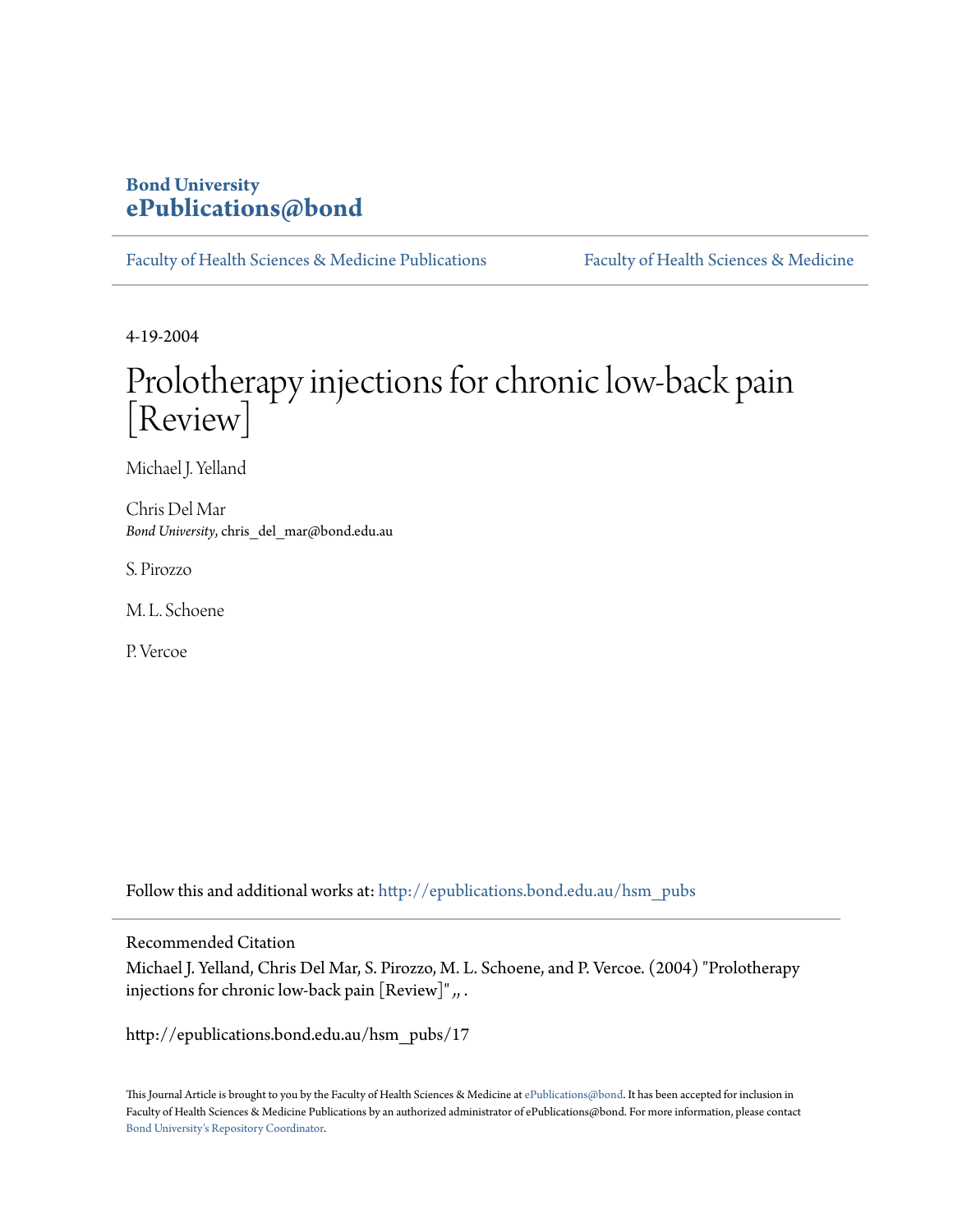Bond University
ePublications@bond

Faculty of Health Sciences & Medicine Publications | Faculty of Health Sciences & Medicine

4-19-2004

# Prolotherapy injections for chronic low-back pain [Review]

Michael J. Yelland

Chris Del Mar
*Bond University*, chris_del_mar@bond.edu.au

S. Pirozzo

M. L. Schoene

P. Vercoe

Follow this and additional works at: http://epublications.bond.edu.au/hsm_pubs

Recommended Citation

Michael J. Yelland, Chris Del Mar, S. Pirozzo, M. L. Schoene, and P. Vercoe. (2004) "Prolotherapy injections for chronic low-back pain [Review]" ,, .

http://epublications.bond.edu.au/hsm_pubs/17

This Journal Article is brought to you by the Faculty of Health Sciences & Medicine at ePublications@bond. It has been accepted for inclusion in Faculty of Health Sciences & Medicine Publications by an authorized administrator of ePublications@bond. For more information, please contact Bond University's Repository Coordinator.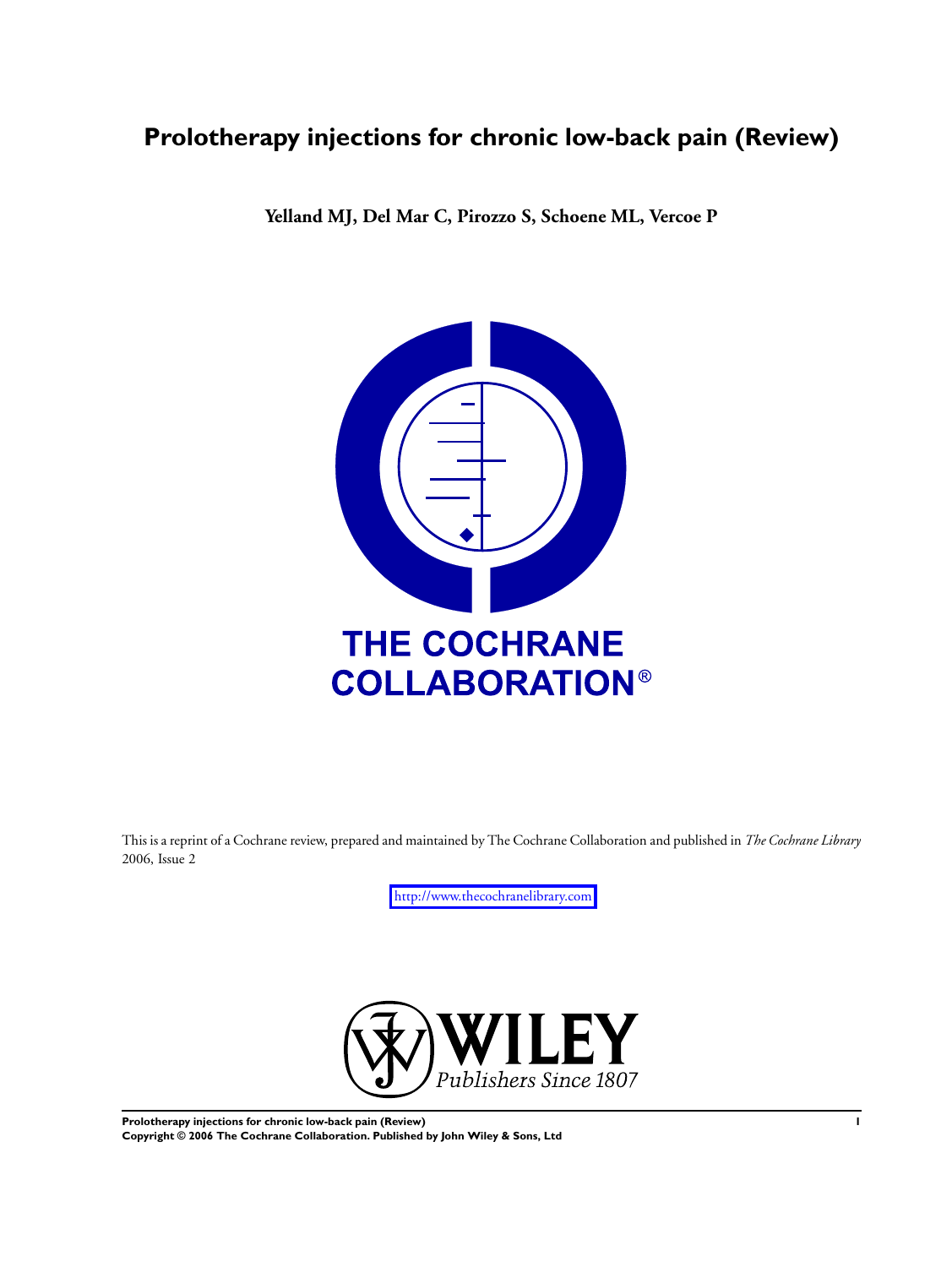# Prolotherapy injections for chronic low-back pain (Review)

**Yelland MJ, Del Mar C, Pirozzo S, Schoene ML, Vercoe P**

THE COCHRANE COLLABORATION®

This is a reprint of a Cochrane review, prepared and maintained by The Cochrane Collaboration and published in *The Cochrane Library* 2006, Issue 2

http://www.thecochranelibrary.com

WILEY
*Publishers Since 1807*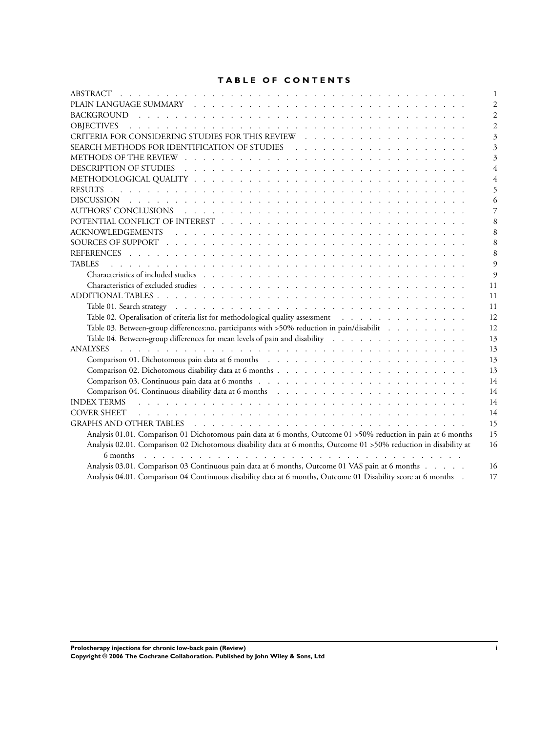# TABLE OF CONTENTS

| | |
|---|---|
| ABSTRACT | 1 |
| PLAIN LANGUAGE SUMMARY | 2 |
| BACKGROUND | 2 |
| OBJECTIVES | 2 |
| CRITERIA FOR CONSIDERING STUDIES FOR THIS REVIEW | 3 |
| SEARCH METHODS FOR IDENTIFICATION OF STUDIES | 3 |
| METHODS OF THE REVIEW | 3 |
| DESCRIPTION OF STUDIES | 4 |
| METHODOLOGICAL QUALITY | 4 |
| RESULTS | 5 |
| DISCUSSION | 6 |
| AUTHORS' CONCLUSIONS | 7 |
| POTENTIAL CONFLICT OF INTEREST | 8 |
| ACKNOWLEDGEMENTS | 8 |
| SOURCES OF SUPPORT | 8 |
| REFERENCES | 8 |
| TABLES | 9 |
| Characteristics of included studies | 9 |
| Characteristics of excluded studies | 11 |
| ADDITIONAL TABLES | 11 |
| Table 01. Search strategy | 11 |
| Table 02. Operalisation of criteria list for methodological quality assessment | 12 |
| Table 03. Between-group differences:no. participants with >50% reduction in pain/disabilit | 12 |
| Table 04. Between-group differences for mean levels of pain and disability | 13 |
| ANALYSES | 13 |
| Comparison 01. Dichotomous pain data at 6 months | 13 |
| Comparison 02. Dichotomous disability data at 6 months | 13 |
| Comparison 03. Continuous pain data at 6 months | 14 |
| Comparison 04. Continuous disability data at 6 months | 14 |
| INDEX TERMS | 14 |
| COVER SHEET | 14 |
| GRAPHS AND OTHER TABLES | 15 |
| Analysis 01.01. Comparison 01 Dichotomous pain data at 6 months, Outcome 01 >50% reduction in pain at 6 months | 15 |
| Analysis 02.01. Comparison 02 Dichotomous disability data at 6 months, Outcome 01 >50% reduction in disability at 6 months | 16 |
| Analysis 03.01. Comparison 03 Continuous pain data at 6 months, Outcome 01 VAS pain at 6 months | 16 |
| Analysis 04.01. Comparison 04 Continuous disability data at 6 months, Outcome 01 Disability score at 6 months | 17 |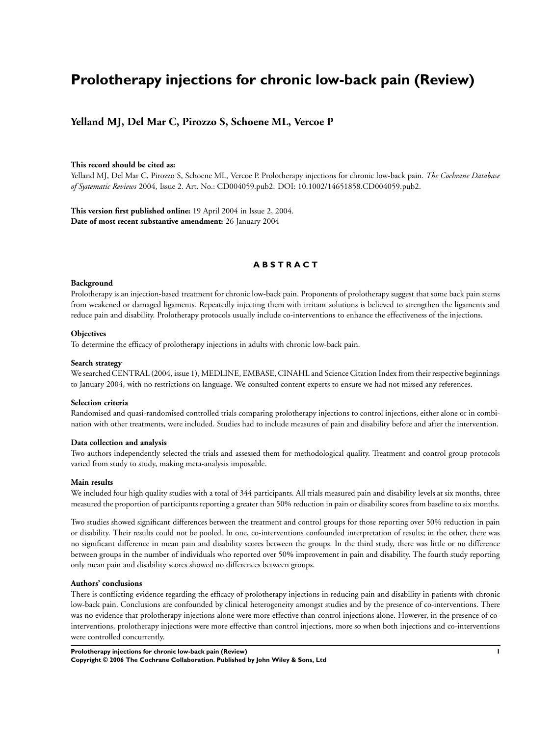# Prolotherapy injections for chronic low-back pain (Review)

**Yelland MJ, Del Mar C, Pirozzo S, Schoene ML, Vercoe P**

**This record should be cited as:**
Yelland MJ, Del Mar C, Pirozzo S, Schoene ML, Vercoe P. Prolotherapy injections for chronic low-back pain. *The Cochrane Database of Systematic Reviews* 2004, Issue 2. Art. No.: CD004059.pub2. DOI: 10.1002/14651858.CD004059.pub2.

**This version first published online:** 19 April 2004 in Issue 2, 2004.
**Date of most recent substantive amendment:** 26 January 2004

## ABSTRACT

### Background

Prolotherapy is an injection-based treatment for chronic low-back pain. Proponents of prolotherapy suggest that some back pain stems from weakened or damaged ligaments. Repeatedly injecting them with irritant solutions is believed to strengthen the ligaments and reduce pain and disability. Prolotherapy protocols usually include co-interventions to enhance the effectiveness of the injections.

### Objectives

To determine the efficacy of prolotherapy injections in adults with chronic low-back pain.

### Search strategy

We searched CENTRAL (2004, issue 1), MEDLINE, EMBASE, CINAHL and Science Citation Index from their respective beginnings to January 2004, with no restrictions on language. We consulted content experts to ensure we had not missed any references.

### Selection criteria

Randomised and quasi-randomised controlled trials comparing prolotherapy injections to control injections, either alone or in combination with other treatments, were included. Studies had to include measures of pain and disability before and after the intervention.

### Data collection and analysis

Two authors independently selected the trials and assessed them for methodological quality. Treatment and control group protocols varied from study to study, making meta-analysis impossible.

### Main results

We included four high quality studies with a total of 344 participants. All trials measured pain and disability levels at six months, three measured the proportion of participants reporting a greater than 50% reduction in pain or disability scores from baseline to six months.

Two studies showed significant differences between the treatment and control groups for those reporting over 50% reduction in pain or disability. Their results could not be pooled. In one, co-interventions confounded interpretation of results; in the other, there was no significant difference in mean pain and disability scores between the groups. In the third study, there was little or no difference between groups in the number of individuals who reported over 50% improvement in pain and disability. The fourth study reporting only mean pain and disability scores showed no differences between groups.

### Authors' conclusions

There is conflicting evidence regarding the efficacy of prolotherapy injections in reducing pain and disability in patients with chronic low-back pain. Conclusions are confounded by clinical heterogeneity amongst studies and by the presence of co-interventions. There was no evidence that prolotherapy injections alone were more effective than control injections alone. However, in the presence of co-interventions, prolotherapy injections were more effective than control injections, more so when both injections and co-interventions were controlled concurrently.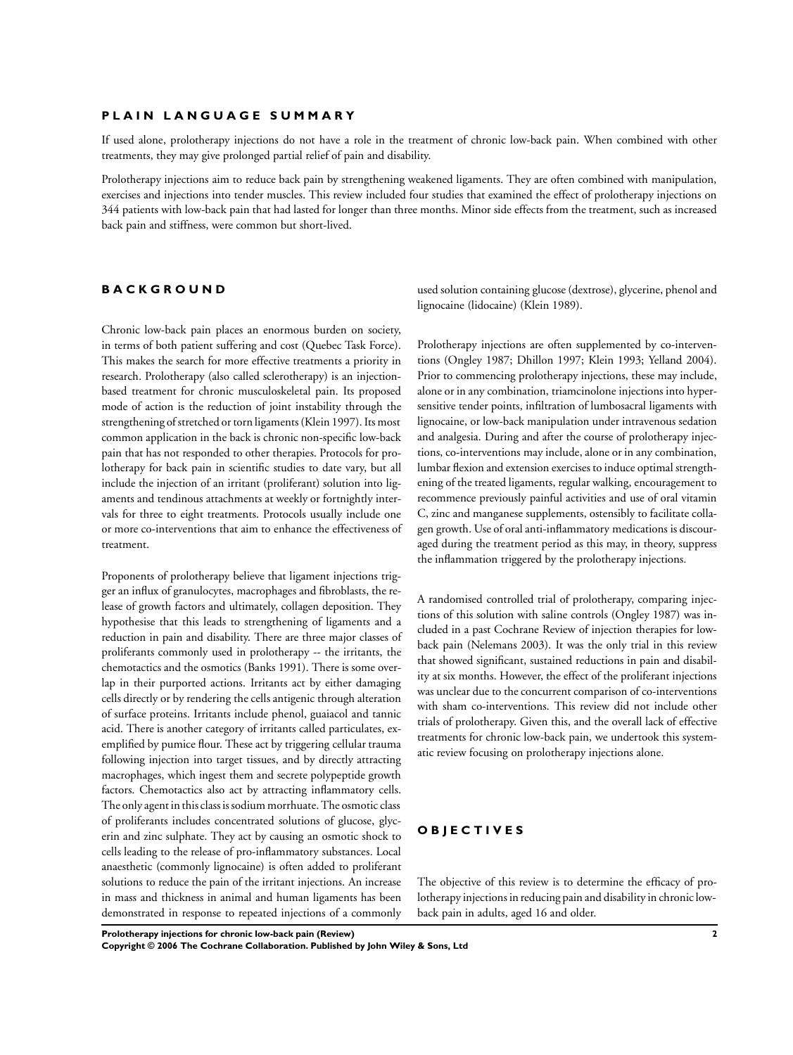## PLAIN LANGUAGE SUMMARY

If used alone, prolotherapy injections do not have a role in the treatment of chronic low-back pain. When combined with other treatments, they may give prolonged partial relief of pain and disability.

Prolotherapy injections aim to reduce back pain by strengthening weakened ligaments. They are often combined with manipulation, exercises and injections into tender muscles. This review included four studies that examined the effect of prolotherapy injections on 344 patients with low-back pain that had lasted for longer than three months. Minor side effects from the treatment, such as increased back pain and stiffness, were common but short-lived.

## BACKGROUND

Chronic low-back pain places an enormous burden on society, in terms of both patient suffering and cost (Quebec Task Force). This makes the search for more effective treatments a priority in research. Prolotherapy (also called sclerotherapy) is an injection-based treatment for chronic musculoskeletal pain. Its proposed mode of action is the reduction of joint instability through the strengthening of stretched or torn ligaments (Klein 1997). Its most common application in the back is chronic non-specific low-back pain that has not responded to other therapies. Protocols for prolotherapy for back pain in scientific studies to date vary, but all include the injection of an irritant (proliferant) solution into ligaments and tendinous attachments at weekly or fortnightly intervals for three to eight treatments. Protocols usually include one or more co-interventions that aim to enhance the effectiveness of treatment.

Proponents of prolotherapy believe that ligament injections trigger an influx of granulocytes, macrophages and fibroblasts, the release of growth factors and ultimately, collagen deposition. They hypothesise that this leads to strengthening of ligaments and a reduction in pain and disability. There are three major classes of proliferants commonly used in prolotherapy -- the irritants, the chemotactics and the osmotics (Banks 1991). There is some overlap in their purported actions. Irritants act by either damaging cells directly or by rendering the cells antigenic through alteration of surface proteins. Irritants include phenol, guaiacol and tannic acid. There is another category of irritants called particulates, exemplified by pumice flour. These act by triggering cellular trauma following injection into target tissues, and by directly attracting macrophages, which ingest them and secrete polypeptide growth factors. Chemotactics also act by attracting inflammatory cells. The only agent in this class is sodium morrhuate. The osmotic class of proliferants includes concentrated solutions of glucose, glycerin and zinc sulphate. They act by causing an osmotic shock to cells leading to the release of pro-inflammatory substances. Local anaesthetic (commonly lignocaine) is often added to proliferant solutions to reduce the pain of the irritant injections. An increase in mass and thickness in animal and human ligaments has been demonstrated in response to repeated injections of a commonly used solution containing glucose (dextrose), glycerine, phenol and lignocaine (lidocaine) (Klein 1989).

Prolotherapy injections are often supplemented by co-interventions (Ongley 1987; Dhillon 1997; Klein 1993; Yelland 2004). Prior to commencing prolotherapy injections, these may include, alone or in any combination, triamcinolone injections into hypersensitive tender points, infiltration of lumbosacral ligaments with lignocaine, or low-back manipulation under intravenous sedation and analgesia. During and after the course of prolotherapy injections, co-interventions may include, alone or in any combination, lumbar flexion and extension exercises to induce optimal strengthening of the treated ligaments, regular walking, encouragement to recommence previously painful activities and use of oral vitamin C, zinc and manganese supplements, ostensibly to facilitate collagen growth. Use of oral anti-inflammatory medications is discouraged during the treatment period as this may, in theory, suppress the inflammation triggered by the prolotherapy injections.

A randomised controlled trial of prolotherapy, comparing injections of this solution with saline controls (Ongley 1987) was included in a past Cochrane Review of injection therapies for low-back pain (Nelemans 2003). It was the only trial in this review that showed significant, sustained reductions in pain and disability at six months. However, the effect of the proliferant injections was unclear due to the concurrent comparison of co-interventions with sham co-interventions. This review did not include other trials of prolotherapy. Given this, and the overall lack of effective treatments for chronic low-back pain, we undertook this systematic review focusing on prolotherapy injections alone.

## OBJECTIVES

The objective of this review is to determine the efficacy of prolotherapy injections in reducing pain and disability in chronic low-back pain in adults, aged 16 and older.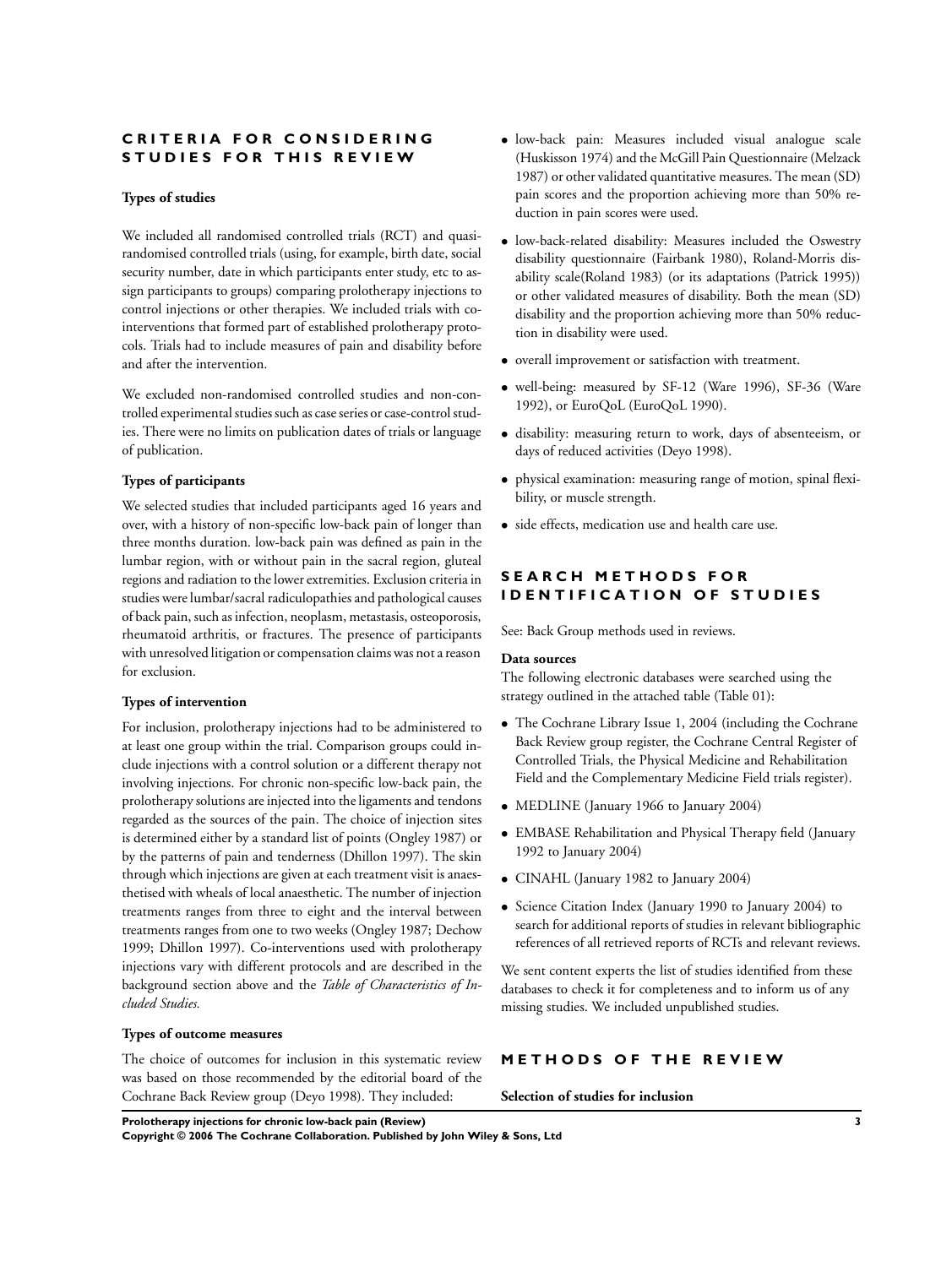## CRITERIA FOR CONSIDERING STUDIES FOR THIS REVIEW

### Types of studies

We included all randomised controlled trials (RCT) and quasi-randomised controlled trials (using, for example, birth date, social security number, date in which participants enter study, etc to assign participants to groups) comparing prolotherapy injections to control injections or other therapies. We included trials with co-interventions that formed part of established prolotherapy protocols. Trials had to include measures of pain and disability before and after the intervention.

We excluded non-randomised controlled studies and non-controlled experimental studies such as case series or case-control studies. There were no limits on publication dates of trials or language of publication.

### Types of participants

We selected studies that included participants aged 16 years and over, with a history of non-specific low-back pain of longer than three months duration. low-back pain was defined as pain in the lumbar region, with or without pain in the sacral region, gluteal regions and radiation to the lower extremities. Exclusion criteria in studies were lumbar/sacral radiculopathies and pathological causes of back pain, such as infection, neoplasm, metastasis, osteoporosis, rheumatoid arthritis, or fractures. The presence of participants with unresolved litigation or compensation claims was not a reason for exclusion.

### Types of intervention

For inclusion, prolotherapy injections had to be administered to at least one group within the trial. Comparison groups could include injections with a control solution or a different therapy not involving injections. For chronic non-specific low-back pain, the prolotherapy solutions are injected into the ligaments and tendons regarded as the sources of the pain. The choice of injection sites is determined either by a standard list of points (Ongley 1987) or by the patterns of pain and tenderness (Dhillon 1997). The skin through which injections are given at each treatment visit is anaesthetised with wheals of local anaesthetic. The number of injection treatments ranges from three to eight and the interval between treatments ranges from one to two weeks (Ongley 1987; Dechow 1999; Dhillon 1997). Co-interventions used with prolotherapy injections vary with different protocols and are described in the background section above and the *Table of Characteristics of Included Studies.*

### Types of outcome measures

The choice of outcomes for inclusion in this systematic review was based on those recommended by the editorial board of the Cochrane Back Review group (Deyo 1998). They included:

- low-back pain: Measures included visual analogue scale (Huskisson 1974) and the McGill Pain Questionnaire (Melzack 1987) or other validated quantitative measures. The mean (SD) pain scores and the proportion achieving more than 50% reduction in pain scores were used.
- low-back-related disability: Measures included the Oswestry disability questionnaire (Fairbank 1980), Roland-Morris disability scale(Roland 1983) (or its adaptations (Patrick 1995)) or other validated measures of disability. Both the mean (SD) disability and the proportion achieving more than 50% reduction in disability were used.
- overall improvement or satisfaction with treatment.
- well-being: measured by SF-12 (Ware 1996), SF-36 (Ware 1992), or EuroQoL (EuroQoL 1990).
- disability: measuring return to work, days of absenteeism, or days of reduced activities (Deyo 1998).
- physical examination: measuring range of motion, spinal flexibility, or muscle strength.
- side effects, medication use and health care use.

## SEARCH METHODS FOR IDENTIFICATION OF STUDIES

See: Back Group methods used in reviews.

**Data sources**

The following electronic databases were searched using the strategy outlined in the attached table (Table 01):

- The Cochrane Library Issue 1, 2004 (including the Cochrane Back Review group register, the Cochrane Central Register of Controlled Trials, the Physical Medicine and Rehabilitation Field and the Complementary Medicine Field trials register).
- MEDLINE (January 1966 to January 2004)
- EMBASE Rehabilitation and Physical Therapy field (January 1992 to January 2004)
- CINAHL (January 1982 to January 2004)
- Science Citation Index (January 1990 to January 2004) to search for additional reports of studies in relevant bibliographic references of all retrieved reports of RCTs and relevant reviews.

We sent content experts the list of studies identified from these databases to check it for completeness and to inform us of any missing studies. We included unpublished studies.

## METHODS OF THE REVIEW

### Selection of studies for inclusion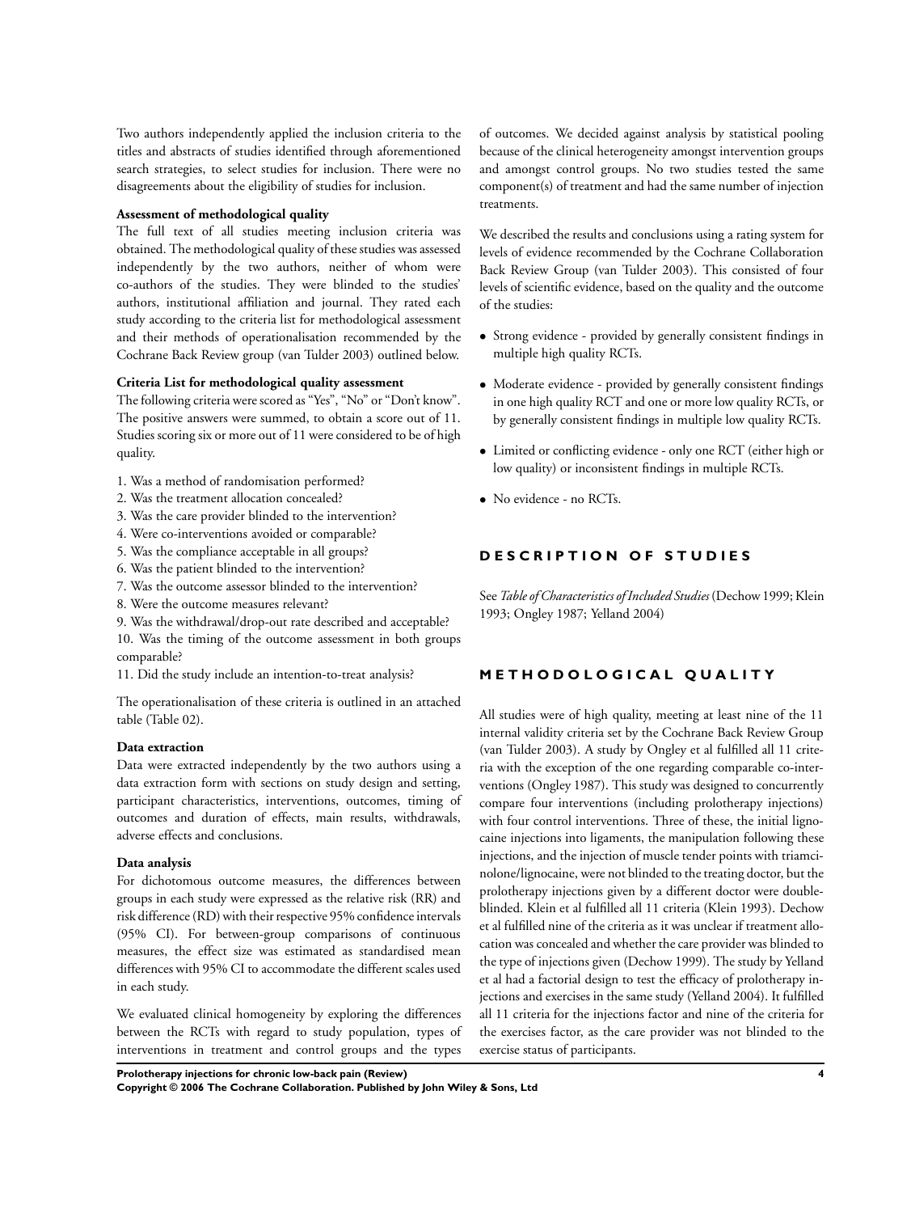Two authors independently applied the inclusion criteria to the titles and abstracts of studies identified through aforementioned search strategies, to select studies for inclusion. There were no disagreements about the eligibility of studies for inclusion.

**Assessment of methodological quality**

The full text of all studies meeting inclusion criteria was obtained. The methodological quality of these studies was assessed independently by the two authors, neither of whom were co-authors of the studies. They were blinded to the studies' authors, institutional affiliation and journal. They rated each study according to the criteria list for methodological assessment and their methods of operationalisation recommended by the Cochrane Back Review group (van Tulder 2003) outlined below.

**Criteria List for methodological quality assessment**

The following criteria were scored as "Yes", "No" or "Don't know". The positive answers were summed, to obtain a score out of 11. Studies scoring six or more out of 11 were considered to be of high quality.

1. Was a method of randomisation performed?
2. Was the treatment allocation concealed?
3. Was the care provider blinded to the intervention?
4. Were co-interventions avoided or comparable?
5. Was the compliance acceptable in all groups?
6. Was the patient blinded to the intervention?
7. Was the outcome assessor blinded to the intervention?
8. Were the outcome measures relevant?
9. Was the withdrawal/drop-out rate described and acceptable?
10. Was the timing of the outcome assessment in both groups comparable?
11. Did the study include an intention-to-treat analysis?

The operationalisation of these criteria is outlined in an attached table (Table 02).

**Data extraction**

Data were extracted independently by the two authors using a data extraction form with sections on study design and setting, participant characteristics, interventions, outcomes, timing of outcomes and duration of effects, main results, withdrawals, adverse effects and conclusions.

**Data analysis**

For dichotomous outcome measures, the differences between groups in each study were expressed as the relative risk (RR) and risk difference (RD) with their respective 95% confidence intervals (95% CI). For between-group comparisons of continuous measures, the effect size was estimated as standardised mean differences with 95% CI to accommodate the different scales used in each study.

We evaluated clinical homogeneity by exploring the differences between the RCTs with regard to study population, types of interventions in treatment and control groups and the types of outcomes. We decided against analysis by statistical pooling because of the clinical heterogeneity amongst intervention groups and amongst control groups. No two studies tested the same component(s) of treatment and had the same number of injection treatments.

We described the results and conclusions using a rating system for levels of evidence recommended by the Cochrane Collaboration Back Review Group (van Tulder 2003). This consisted of four levels of scientific evidence, based on the quality and the outcome of the studies:

- Strong evidence - provided by generally consistent findings in multiple high quality RCTs.
- Moderate evidence - provided by generally consistent findings in one high quality RCT and one or more low quality RCTs, or by generally consistent findings in multiple low quality RCTs.
- Limited or conflicting evidence - only one RCT (either high or low quality) or inconsistent findings in multiple RCTs.
- No evidence - no RCTs.

## DESCRIPTION OF STUDIES

See *Table of Characteristics of Included Studies* (Dechow 1999; Klein 1993; Ongley 1987; Yelland 2004)

## METHODOLOGICAL QUALITY

All studies were of high quality, meeting at least nine of the 11 internal validity criteria set by the Cochrane Back Review Group (van Tulder 2003). A study by Ongley et al fulfilled all 11 criteria with the exception of the one regarding comparable co-interventions (Ongley 1987). This study was designed to concurrently compare four interventions (including prolotherapy injections) with four control interventions. Three of these, the initial lignocaine injections into ligaments, the manipulation following these injections, and the injection of muscle tender points with triamcinolone/lignocaine, were not blinded to the treating doctor, but the prolotherapy injections given by a different doctor were double-blinded. Klein et al fulfilled all 11 criteria (Klein 1993). Dechow et al fulfilled nine of the criteria as it was unclear if treatment allocation was concealed and whether the care provider was blinded to the type of injections given (Dechow 1999). The study by Yelland et al had a factorial design to test the efficacy of prolotherapy injections and exercises in the same study (Yelland 2004). It fulfilled all 11 criteria for the injections factor and nine of the criteria for the exercises factor, as the care provider was not blinded to the exercise status of participants.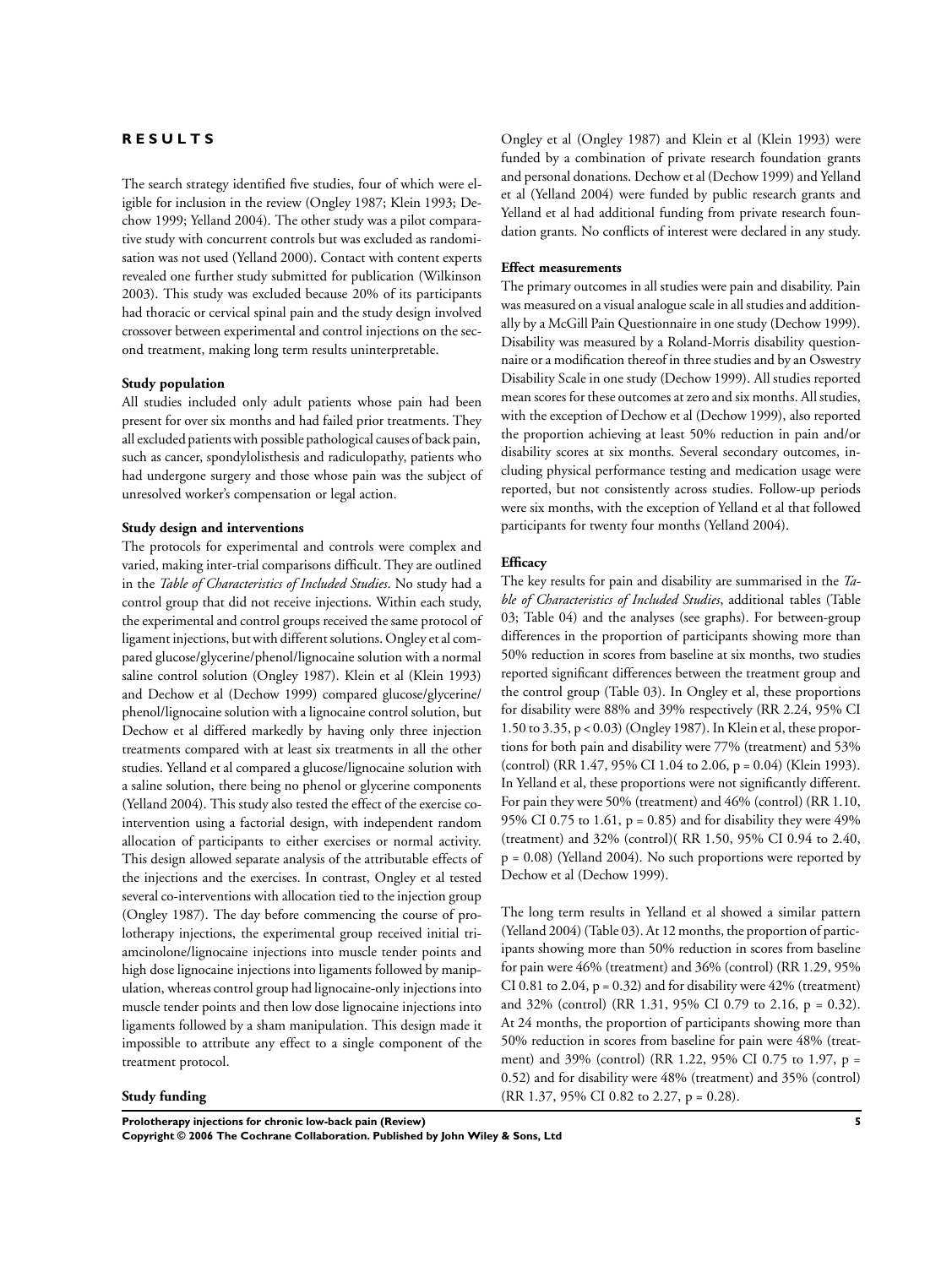# RESULTS

The search strategy identified five studies, four of which were eligible for inclusion in the review (Ongley 1987; Klein 1993; Dechow 1999; Yelland 2004). The other study was a pilot comparative study with concurrent controls but was excluded as randomisation was not used (Yelland 2000). Contact with content experts revealed one further study submitted for publication (Wilkinson 2003). This study was excluded because 20% of its participants had thoracic or cervical spinal pain and the study design involved crossover between experimental and control injections on the second treatment, making long term results uninterpretable.

### Study population

All studies included only adult patients whose pain had been present for over six months and had failed prior treatments. They all excluded patients with possible pathological causes of back pain, such as cancer, spondylolisthesis and radiculopathy, patients who had undergone surgery and those whose pain was the subject of unresolved worker's compensation or legal action.

### Study design and interventions

The protocols for experimental and controls were complex and varied, making inter-trial comparisons difficult. They are outlined in the *Table of Characteristics of Included Studies*. No study had a control group that did not receive injections. Within each study, the experimental and control groups received the same protocol of ligament injections, but with different solutions. Ongley et al compared glucose/glycerine/phenol/lignocaine solution with a normal saline control solution (Ongley 1987). Klein et al (Klein 1993) and Dechow et al (Dechow 1999) compared glucose/glycerine/phenol/lignocaine solution with a lignocaine control solution, but Dechow et al differed markedly by having only three injection treatments compared with at least six treatments in all the other studies. Yelland et al compared a glucose/lignocaine solution with a saline solution, there being no phenol or glycerine components (Yelland 2004). This study also tested the effect of the exercise co-intervention using a factorial design, with independent random allocation of participants to either exercises or normal activity. This design allowed separate analysis of the attributable effects of the injections and the exercises. In contrast, Ongley et al tested several co-interventions with allocation tied to the injection group (Ongley 1987). The day before commencing the course of prolotherapy injections, the experimental group received initial triamcinolone/lignocaine injections into muscle tender points and high dose lignocaine injections into ligaments followed by manipulation, whereas control group had lignocaine-only injections into muscle tender points and then low dose lignocaine injections into ligaments followed by a sham manipulation. This design made it impossible to attribute any effect to a single component of the treatment protocol.

### Study funding

Ongley et al (Ongley 1987) and Klein et al (Klein 1993) were funded by a combination of private research foundation grants and personal donations. Dechow et al (Dechow 1999) and Yelland et al (Yelland 2004) were funded by public research grants and Yelland et al had additional funding from private research foundation grants. No conflicts of interest were declared in any study.

### Effect measurements

The primary outcomes in all studies were pain and disability. Pain was measured on a visual analogue scale in all studies and additionally by a McGill Pain Questionnaire in one study (Dechow 1999). Disability was measured by a Roland-Morris disability questionnaire or a modification thereof in three studies and by an Oswestry Disability Scale in one study (Dechow 1999). All studies reported mean scores for these outcomes at zero and six months. All studies, with the exception of Dechow et al (Dechow 1999), also reported the proportion achieving at least 50% reduction in pain and/or disability scores at six months. Several secondary outcomes, including physical performance testing and medication usage were reported, but not consistently across studies. Follow-up periods were six months, with the exception of Yelland et al that followed participants for twenty four months (Yelland 2004).

### Efficacy

The key results for pain and disability are summarised in the *Table of Characteristics of Included Studies*, additional tables (Table 03; Table 04) and the analyses (see graphs). For between-group differences in the proportion of participants showing more than 50% reduction in scores from baseline at six months, two studies reported significant differences between the treatment group and the control group (Table 03). In Ongley et al, these proportions for disability were 88% and 39% respectively (RR 2.24, 95% CI 1.50 to 3.35, $p < 0.03$) (Ongley 1987). In Klein et al, these proportions for both pain and disability were 77% (treatment) and 53% (control) (RR 1.47, 95% CI 1.04 to 2.06, $p = 0.04$) (Klein 1993). In Yelland et al, these proportions were not significantly different. For pain they were 50% (treatment) and 46% (control) (RR 1.10, 95% CI 0.75 to 1.61, $p = 0.85$) and for disability they were 49% (treatment) and 32% (control)( RR 1.50, 95% CI 0.94 to 2.40, $p = 0.08$) (Yelland 2004). No such proportions were reported by Dechow et al (Dechow 1999).

The long term results in Yelland et al showed a similar pattern (Yelland 2004) (Table 03). At 12 months, the proportion of participants showing more than 50% reduction in scores from baseline for pain were 46% (treatment) and 36% (control) (RR 1.29, 95% CI 0.81 to 2.04, $p = 0.32$) and for disability were 42% (treatment) and 32% (control) (RR 1.31, 95% CI 0.79 to 2.16, $p = 0.32$). At 24 months, the proportion of participants showing more than 50% reduction in scores from baseline for pain were 48% (treatment) and 39% (control) (RR 1.22, 95% CI 0.75 to 1.97, $p = 0.52$) and for disability were 48% (treatment) and 35% (control) (RR 1.37, 95% CI 0.82 to 2.27, $p = 0.28$).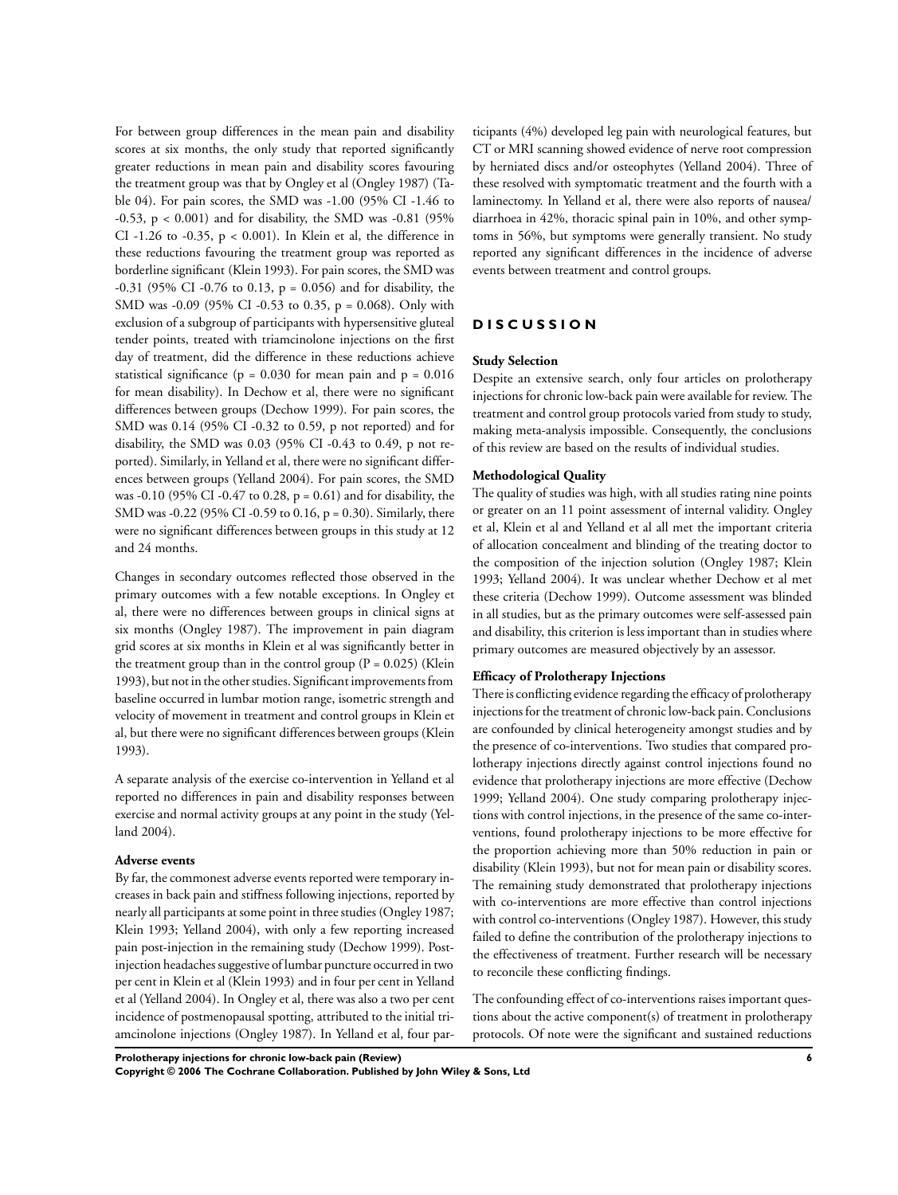For between group differences in the mean pain and disability scores at six months, the only study that reported significantly greater reductions in mean pain and disability scores favouring the treatment group was that by Ongley et al (Ongley 1987) (Table 04). For pain scores, the SMD was -1.00 (95% CI -1.46 to -0.53, $p < 0.001$) and for disability, the SMD was -0.81 (95% CI -1.26 to -0.35, $p < 0.001$). In Klein et al, the difference in these reductions favouring the treatment group was reported as borderline significant (Klein 1993). For pain scores, the SMD was -0.31 (95% CI -0.76 to 0.13, $p = 0.056$) and for disability, the SMD was -0.09 (95% CI -0.53 to 0.35, $p = 0.068$). Only with exclusion of a subgroup of participants with hypersensitive gluteal tender points, treated with triamcinolone injections on the first day of treatment, did the difference in these reductions achieve statistical significance ($p = 0.030$ for mean pain and $p = 0.016$ for mean disability). In Dechow et al, there were no significant differences between groups (Dechow 1999). For pain scores, the SMD was 0.14 (95% CI -0.32 to 0.59, p not reported) and for disability, the SMD was 0.03 (95% CI -0.43 to 0.49, p not reported). Similarly, in Yelland et al, there were no significant differences between groups (Yelland 2004). For pain scores, the SMD was -0.10 (95% CI -0.47 to 0.28, $p = 0.61$) and for disability, the SMD was -0.22 (95% CI -0.59 to 0.16, $p = 0.30$). Similarly, there were no significant differences between groups in this study at 12 and 24 months.

Changes in secondary outcomes reflected those observed in the primary outcomes with a few notable exceptions. In Ongley et al, there were no differences between groups in clinical signs at six months (Ongley 1987). The improvement in pain diagram grid scores at six months in Klein et al was significantly better in the treatment group than in the control group ($P = 0.025$) (Klein 1993), but not in the other studies. Significant improvements from baseline occurred in lumbar motion range, isometric strength and velocity of movement in treatment and control groups in Klein et al, but there were no significant differences between groups (Klein 1993).

A separate analysis of the exercise co-intervention in Yelland et al reported no differences in pain and disability responses between exercise and normal activity groups at any point in the study (Yelland 2004).

**Adverse events**

By far, the commonest adverse events reported were temporary increases in back pain and stiffness following injections, reported by nearly all participants at some point in three studies (Ongley 1987; Klein 1993; Yelland 2004), with only a few reporting increased pain post-injection in the remaining study (Dechow 1999). Post-injection headaches suggestive of lumbar puncture occurred in two per cent in Klein et al (Klein 1993) and in four per cent in Yelland et al (Yelland 2004). In Ongley et al, there was also a two per cent incidence of postmenopausal spotting, attributed to the initial triamcinolone injections (Ongley 1987). In Yelland et al, four participants (4%) developed leg pain with neurological features, but CT or MRI scanning showed evidence of nerve root compression by herniated discs and/or osteophytes (Yelland 2004). Three of these resolved with symptomatic treatment and the fourth with a laminectomy. In Yelland et al, there were also reports of nausea/diarrhoea in 42%, thoracic spinal pain in 10%, and other symptoms in 56%, but symptoms were generally transient. No study reported any significant differences in the incidence of adverse events between treatment and control groups.

# DISCUSSION

**Study Selection**

Despite an extensive search, only four articles on prolotherapy injections for chronic low-back pain were available for review. The treatment and control group protocols varied from study to study, making meta-analysis impossible. Consequently, the conclusions of this review are based on the results of individual studies.

**Methodological Quality**

The quality of studies was high, with all studies rating nine points or greater on an 11 point assessment of internal validity. Ongley et al, Klein et al and Yelland et al all met the important criteria of allocation concealment and blinding of the treating doctor to the composition of the injection solution (Ongley 1987; Klein 1993; Yelland 2004). It was unclear whether Dechow et al met these criteria (Dechow 1999). Outcome assessment was blinded in all studies, but as the primary outcomes were self-assessed pain and disability, this criterion is less important than in studies where primary outcomes are measured objectively by an assessor.

**Efficacy of Prolotherapy Injections**

There is conflicting evidence regarding the efficacy of prolotherapy injections for the treatment of chronic low-back pain. Conclusions are confounded by clinical heterogeneity amongst studies and by the presence of co-interventions. Two studies that compared prolotherapy injections directly against control injections found no evidence that prolotherapy injections are more effective (Dechow 1999; Yelland 2004). One study comparing prolotherapy injections with control injections, in the presence of the same co-interventions, found prolotherapy injections to be more effective for the proportion achieving more than 50% reduction in pain or disability (Klein 1993), but not for mean pain or disability scores. The remaining study demonstrated that prolotherapy injections with co-interventions are more effective than control injections with control co-interventions (Ongley 1987). However, this study failed to define the contribution of the prolotherapy injections to the effectiveness of treatment. Further research will be necessary to reconcile these conflicting findings.

The confounding effect of co-interventions raises important questions about the active component(s) of treatment in prolotherapy protocols. Of note were the significant and sustained reductions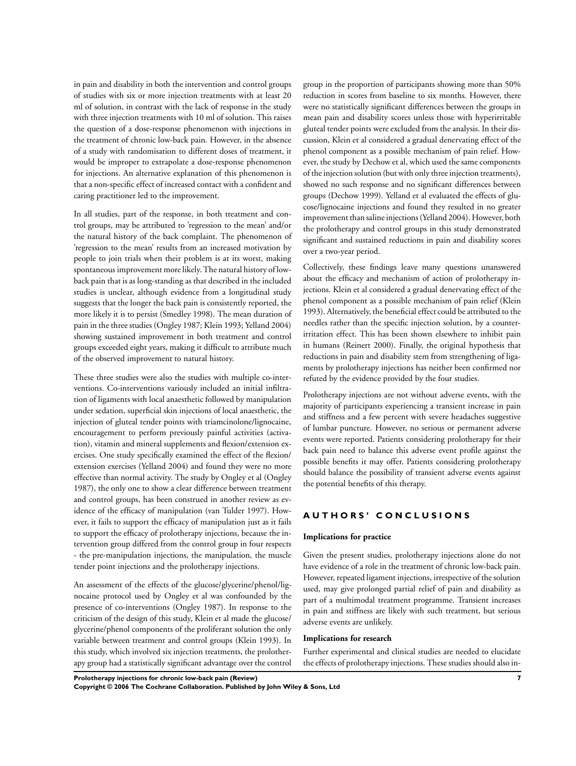in pain and disability in both the intervention and control groups of studies with six or more injection treatments with at least 20 ml of solution, in contrast with the lack of response in the study with three injection treatments with 10 ml of solution. This raises the question of a dose-response phenomenon with injections in the treatment of chronic low-back pain. However, in the absence of a study with randomisation to different doses of treatment, it would be improper to extrapolate a dose-response phenomenon for injections. An alternative explanation of this phenomenon is that a non-specific effect of increased contact with a confident and caring practitioner led to the improvement.

In all studies, part of the response, in both treatment and control groups, may be attributed to 'regression to the mean' and/or the natural history of the back complaint. The phenomenon of 'regression to the mean' results from an increased motivation by people to join trials when their problem is at its worst, making spontaneous improvement more likely. The natural history of low-back pain that is as long-standing as that described in the included studies is unclear, although evidence from a longitudinal study suggests that the longer the back pain is consistently reported, the more likely it is to persist (Smedley 1998). The mean duration of pain in the three studies (Ongley 1987; Klein 1993; Yelland 2004) showing sustained improvement in both treatment and control groups exceeded eight years, making it difficult to attribute much of the observed improvement to natural history.

These three studies were also the studies with multiple co-interventions. Co-interventions variously included an initial infiltration of ligaments with local anaesthetic followed by manipulation under sedation, superficial skin injections of local anaesthetic, the injection of gluteal tender points with triamcinolone/lignocaine, encouragement to perform previously painful activities (activation), vitamin and mineral supplements and flexion/extension exercises. One study specifically examined the effect of the flexion/extension exercises (Yelland 2004) and found they were no more effective than normal activity. The study by Ongley et al (Ongley 1987), the only one to show a clear difference between treatment and control groups, has been construed in another review as evidence of the efficacy of manipulation (van Tulder 1997). However, it fails to support the efficacy of manipulation just as it fails to support the efficacy of prolotherapy injections, because the intervention group differed from the control group in four respects - the pre-manipulation injections, the manipulation, the muscle tender point injections and the prolotherapy injections.

An assessment of the effects of the glucose/glycerine/phenol/lignocaine protocol used by Ongley et al was confounded by the presence of co-interventions (Ongley 1987). In response to the criticism of the design of this study, Klein et al made the glucose/glycerine/phenol components of the proliferant solution the only variable between treatment and control groups (Klein 1993). In this study, which involved six injection treatments, the prolotherapy group had a statistically significant advantage over the control group in the proportion of participants showing more than 50% reduction in scores from baseline to six months. However, there were no statistically significant differences between the groups in mean pain and disability scores unless those with hyperirritable gluteal tender points were excluded from the analysis. In their discussion, Klein et al considered a gradual denervating effect of the phenol component as a possible mechanism of pain relief. However, the study by Dechow et al, which used the same components of the injection solution (but with only three injection treatments), showed no such response and no significant differences between groups (Dechow 1999). Yelland et al evaluated the effects of glucose/lignocaine injections and found they resulted in no greater improvement than saline injections (Yelland 2004). However, both the prolotherapy and control groups in this study demonstrated significant and sustained reductions in pain and disability scores over a two-year period.

Collectively, these findings leave many questions unanswered about the efficacy and mechanism of action of prolotherapy injections. Klein et al considered a gradual denervating effect of the phenol component as a possible mechanism of pain relief (Klein 1993). Alternatively, the beneficial effect could be attributed to the needles rather than the specific injection solution, by a counter-irritation effect. This has been shown elsewhere to inhibit pain in humans (Reinert 2000). Finally, the original hypothesis that reductions in pain and disability stem from strengthening of ligaments by prolotherapy injections has neither been confirmed nor refuted by the evidence provided by the four studies.

Prolotherapy injections are not without adverse events, with the majority of participants experiencing a transient increase in pain and stiffness and a few percent with severe headaches suggestive of lumbar puncture. However, no serious or permanent adverse events were reported. Patients considering prolotherapy for their back pain need to balance this adverse event profile against the possible benefits it may offer. Patients considering prolotherapy should balance the possibility of transient adverse events against the potential benefits of this therapy.

# AUTHORS' CONCLUSIONS

### Implications for practice

Given the present studies, prolotherapy injections alone do not have evidence of a role in the treatment of chronic low-back pain. However, repeated ligament injections, irrespective of the solution used, may give prolonged partial relief of pain and disability as part of a multimodal treatment programme. Transient increases in pain and stiffness are likely with such treatment, but serious adverse events are unlikely.

### Implications for research

Further experimental and clinical studies are needed to elucidate the effects of prolotherapy injections. These studies should also in-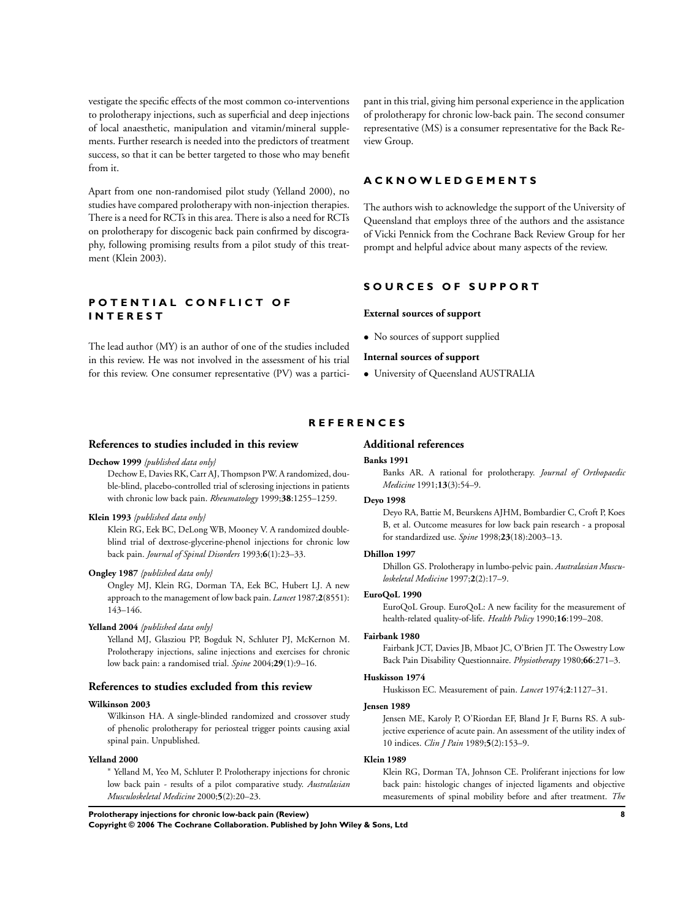vestigate the specific effects of the most common co-interventions to prolotherapy injections, such as superficial and deep injections of local anaesthetic, manipulation and vitamin/mineral supplements. Further research is needed into the predictors of treatment success, so that it can be better targeted to those who may benefit from it.

Apart from one non-randomised pilot study (Yelland 2000), no studies have compared prolotherapy with non-injection therapies. There is a need for RCTs in this area. There is also a need for RCTs on prolotherapy for discogenic back pain confirmed by discography, following promising results from a pilot study of this treatment (Klein 2003).

## POTENTIAL CONFLICT OF INTEREST

The lead author (MY) is an author of one of the studies included in this review. He was not involved in the assessment of his trial for this review. One consumer representative (PV) was a participant in this trial, giving him personal experience in the application of prolotherapy for chronic low-back pain. The second consumer representative (MS) is a consumer representative for the Back Review Group.

## ACKNOWLEDGEMENTS

The authors wish to acknowledge the support of the University of Queensland that employs three of the authors and the assistance of Vicki Pennick from the Cochrane Back Review Group for her prompt and helpful advice about many aspects of the review.

## SOURCES OF SUPPORT

### External sources of support

- No sources of support supplied

### Internal sources of support

- University of Queensland AUSTRALIA

## REFERENCES

### References to studies included in this review

**Dechow 1999** *{published data only}*
Dechow E, Davies RK, Carr AJ, Thompson PW. A randomized, double-blind, placebo-controlled trial of sclerosing injections in patients with chronic low back pain. *Rheumatology* 1999;**38**:1255–1259.

**Klein 1993** *{published data only}*
Klein RG, Eek BC, DeLong WB, Mooney V. A randomized double-blind trial of dextrose-glycerine-phenol injections for chronic low back pain. *Journal of Spinal Disorders* 1993;**6**(1):23–33.

**Ongley 1987** *{published data only}*
Ongley MJ, Klein RG, Dorman TA, Eek BC, Hubert LJ. A new approach to the management of low back pain. *Lancet* 1987;**2**(8551): 143–146.

**Yelland 2004** *{published data only}*
Yelland MJ, Glasziou PP, Bogduk N, Schluter PJ, McKernon M. Prolotherapy injections, saline injections and exercises for chronic low back pain: a randomised trial. *Spine* 2004;**29**(1):9–16.

### References to studies excluded from this review

**Wilkinson 2003**
Wilkinson HA. A single-blinded randomized and crossover study of phenolic prolotherapy for periosteal trigger points causing axial spinal pain. Unpublished.

**Yelland 2000**
* Yelland M, Yeo M, Schluter P. Prolotherapy injections for chronic low back pain - results of a pilot comparative study. *Australasian Musculoskeletal Medicine* 2000;**5**(2):20–23.

### Additional references

**Banks 1991**
Banks AR. A rational for prolotherapy. *Journal of Orthopaedic Medicine* 1991;**13**(3):54–9.

**Deyo 1998**
Deyo RA, Battie M, Beurskens AJHM, Bombardier C, Croft P, Koes B, et al. Outcome measures for low back pain research - a proposal for standardized use. *Spine* 1998;**23**(18):2003–13.

**Dhillon 1997**
Dhillon GS. Prolotherapy in lumbo-pelvic pain. *Australasian Musculoskeletal Medicine* 1997;**2**(2):17–9.

**EuroQoL 1990**
EuroQoL Group. EuroQoL: A new facility for the measurement of health-related quality-of-life. *Health Policy* 1990;**16**:199–208.

**Fairbank 1980**
Fairbank JCT, Davies JB, Mbaot JC, O'Brien JT. The Oswestry Low Back Pain Disability Questionnaire. *Physiotherapy* 1980;**66**:271–3.

**Huskisson 1974**
Huskisson EC. Measurement of pain. *Lancet* 1974;**2**:1127–31.

**Jensen 1989**
Jensen ME, Karoly P, O'Riordan EF, Bland Jr F, Burns RS. A subjective experience of acute pain. An assessment of the utility index of 10 indices. *Clin J Pain* 1989;**5**(2):153–9.

**Klein 1989**
Klein RG, Dorman TA, Johnson CE. Proliferant injections for low back pain: histologic changes of injected ligaments and objective measurements of spinal mobility before and after treatment. *The*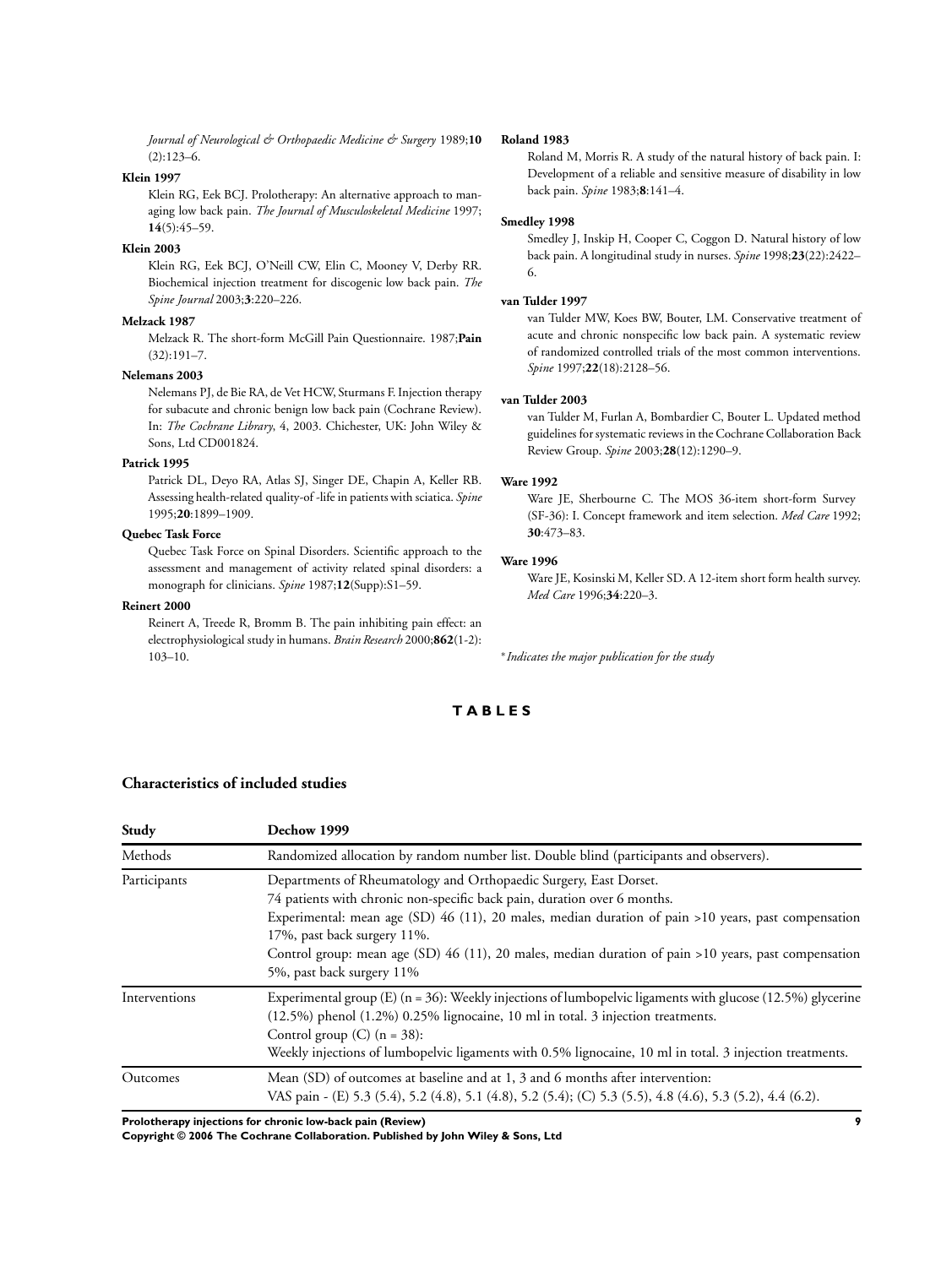*Journal of Neurological & Orthopaedic Medicine & Surgery* 1989;**10**(2):123–6.

**Klein 1997**

Klein RG, Eek BCJ. Prolotherapy: An alternative approach to managing low back pain. *The Journal of Musculoskeletal Medicine* 1997;**14**(5):45–59.

**Klein 2003**

Klein RG, Eek BCJ, O'Neill CW, Elin C, Mooney V, Derby RR. Biochemical injection treatment for discogenic low back pain. *The Spine Journal* 2003;**3**:220–226.

**Melzack 1987**

Melzack R. The short-form McGill Pain Questionnaire. 1987;**Pain** (32):191–7.

**Nelemans 2003**

Nelemans PJ, de Bie RA, de Vet HCW, Sturmans F. Injection therapy for subacute and chronic benign low back pain (Cochrane Review). In: *The Cochrane Library*, 4, 2003. Chichester, UK: John Wiley & Sons, Ltd CD001824.

**Patrick 1995**

Patrick DL, Deyo RA, Atlas SJ, Singer DE, Chapin A, Keller RB. Assessing health-related quality-of -life in patients with sciatica. *Spine* 1995;**20**:1899–1909.

**Quebec Task Force**

Quebec Task Force on Spinal Disorders. Scientific approach to the assessment and management of activity related spinal disorders: a monograph for clinicians. *Spine* 1987;**12**(Supp):S1–59.

**Reinert 2000**

Reinert A, Treede R, Bromm B. The pain inhibiting pain effect: an electrophysiological study in humans. *Brain Research* 2000;**862**(1-2):103–10.

**Roland 1983**

Roland M, Morris R. A study of the natural history of back pain. I: Development of a reliable and sensitive measure of disability in low back pain. *Spine* 1983;**8**:141–4.

**Smedley 1998**

Smedley J, Inskip H, Cooper C, Coggon D. Natural history of low back pain. A longitudinal study in nurses. *Spine* 1998;**23**(22):2422–6.

**van Tulder 1997**

van Tulder MW, Koes BW, Bouter, LM. Conservative treatment of acute and chronic nonspecific low back pain. A systematic review of randomized controlled trials of the most common interventions. *Spine* 1997;**22**(18):2128–56.

**van Tulder 2003**

van Tulder M, Furlan A, Bombardier C, Bouter L. Updated method guidelines for systematic reviews in the Cochrane Collaboration Back Review Group. *Spine* 2003;**28**(12):1290–9.

**Ware 1992**

Ware JE, Sherbourne C. The MOS 36-item short-form Survey (SF-36): I. Concept framework and item selection. *Med Care* 1992;**30**:473–83.

**Ware 1996**

Ware JE, Kosinski M, Keller SD. A 12-item short form health survey. *Med Care* 1996;**34**:220–3.

*\* Indicates the major publication for the study*

# TABLES

## Characteristics of included studies

| Study | Dechow 1999 |
|---|---|
| Methods | Randomized allocation by random number list. Double blind (participants and observers). |
| Participants | Departments of Rheumatology and Orthopaedic Surgery, East Dorset.<br>74 patients with chronic non-specific back pain, duration over 6 months.<br>Experimental: mean age (SD) 46 (11), 20 males, median duration of pain >10 years, past compensation 17%, past back surgery 11%.<br>Control group: mean age (SD) 46 (11), 20 males, median duration of pain >10 years, past compensation 5%, past back surgery 11% |
| Interventions | Experimental group (E) (n = 36): Weekly injections of lumbopelvic ligaments with glucose (12.5%) glycerine (12.5%) phenol (1.2%) 0.25% lignocaine, 10 ml in total. 3 injection treatments.<br>Control group (C) (n = 38):<br>Weekly injections of lumbopelvic ligaments with 0.5% lignocaine, 10 ml in total. 3 injection treatments. |
| Outcomes | Mean (SD) of outcomes at baseline and at 1, 3 and 6 months after intervention:<br>VAS pain - (E) 5.3 (5.4), 5.2 (4.8), 5.1 (4.8), 5.2 (5.4); (C) 5.3 (5.5), 4.8 (4.6), 5.3 (5.2), 4.4 (6.2). |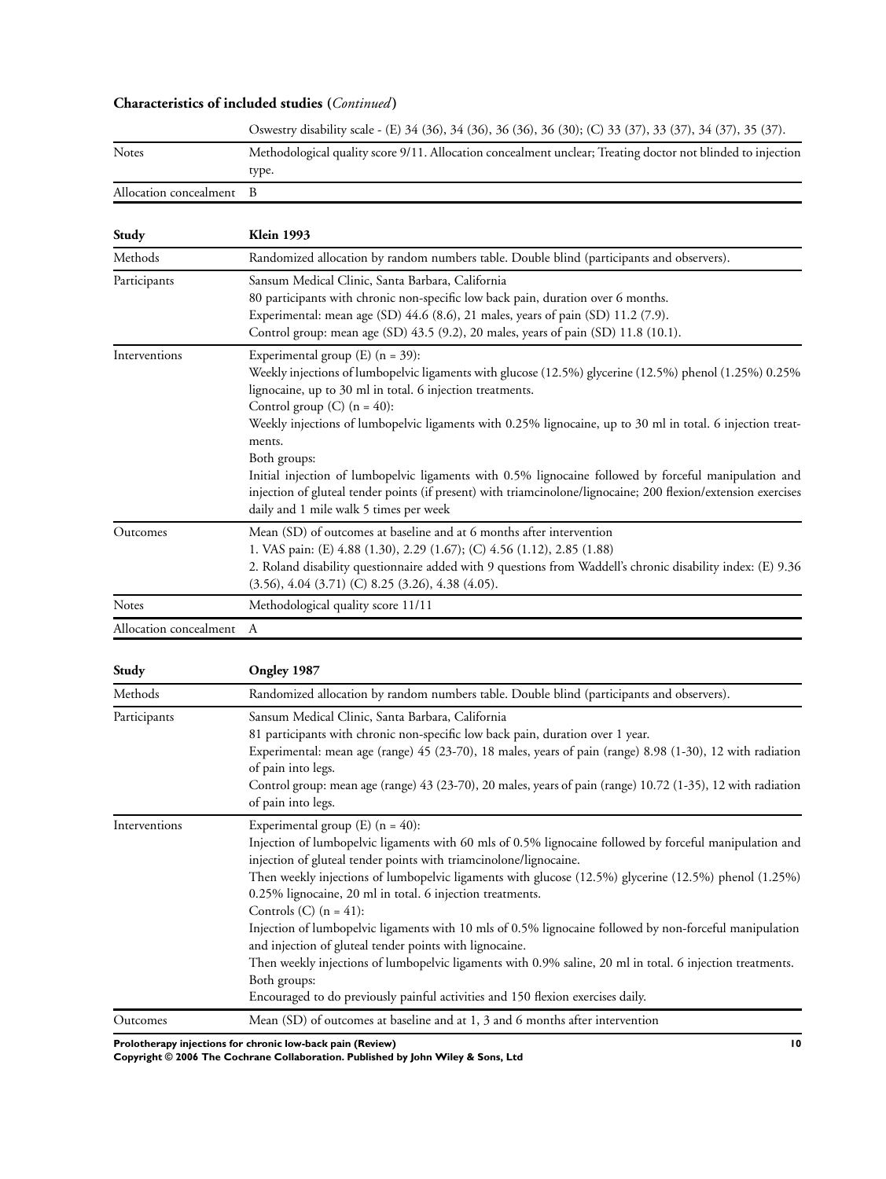## Characteristics of included studies (*Continued*)

| | |
|---|---|
| | Oswestry disability scale - (E) 34 (36), 34 (36), 36 (36), 36 (30); (C) 33 (37), 33 (37), 34 (37), 35 (37). |
| Notes | Methodological quality score 9/11. Allocation concealment unclear; Treating doctor not blinded to injection type. |
| Allocation concealment | B |

| Study | Klein 1993 |
|---|---|
| Methods | Randomized allocation by random numbers table. Double blind (participants and observers). |
| Participants | Sansum Medical Clinic, Santa Barbara, California<br>80 participants with chronic non-specific low back pain, duration over 6 months.<br>Experimental: mean age (SD) 44.6 (8.6), 21 males, years of pain (SD) 11.2 (7.9).<br>Control group: mean age (SD) 43.5 (9.2), 20 males, years of pain (SD) 11.8 (10.1). |
| Interventions | Experimental group (E) (n = 39):<br>Weekly injections of lumbopelvic ligaments with glucose (12.5%) glycerine (12.5%) phenol (1.25%) 0.25% lignocaine, up to 30 ml in total. 6 injection treatments.<br>Control group (C) (n = 40):<br>Weekly injections of lumbopelvic ligaments with 0.25% lignocaine, up to 30 ml in total. 6 injection treatments.<br>Both groups:<br>Initial injection of lumbopelvic ligaments with 0.5% lignocaine followed by forceful manipulation and injection of gluteal tender points (if present) with triamcinolone/lignocaine; 200 flexion/extension exercises daily and 1 mile walk 5 times per week |
| Outcomes | Mean (SD) of outcomes at baseline and at 6 months after intervention<br>1. VAS pain: (E) 4.88 (1.30), 2.29 (1.67); (C) 4.56 (1.12), 2.85 (1.88)<br>2. Roland disability questionnaire added with 9 questions from Waddell's chronic disability index: (E) 9.36 (3.56), 4.04 (3.71) (C) 8.25 (3.26), 4.38 (4.05). |
| Notes | Methodological quality score 11/11 |
| Allocation concealment | A |

| Study | Ongley 1987 |
|---|---|
| Methods | Randomized allocation by random numbers table. Double blind (participants and observers). |
| Participants | Sansum Medical Clinic, Santa Barbara, California<br>81 participants with chronic non-specific low back pain, duration over 1 year.<br>Experimental: mean age (range) 45 (23-70), 18 males, years of pain (range) 8.98 (1-30), 12 with radiation of pain into legs.<br>Control group: mean age (range) 43 (23-70), 20 males, years of pain (range) 10.72 (1-35), 12 with radiation of pain into legs. |
| Interventions | Experimental group (E) (n = 40):<br>Injection of lumbopelvic ligaments with 60 mls of 0.5% lignocaine followed by forceful manipulation and injection of gluteal tender points with triamcinolone/lignocaine.<br>Then weekly injections of lumbopelvic ligaments with glucose (12.5%) glycerine (12.5%) phenol (1.25%) 0.25% lignocaine, 20 ml in total. 6 injection treatments.<br>Controls (C) (n = 41):<br>Injection of lumbopelvic ligaments with 10 mls of 0.5% lignocaine followed by non-forceful manipulation and injection of gluteal tender points with lignocaine.<br>Then weekly injections of lumbopelvic ligaments with 0.9% saline, 20 ml in total. 6 injection treatments.<br>Both groups:<br>Encouraged to do previously painful activities and 150 flexion exercises daily. |
| Outcomes | Mean (SD) of outcomes at baseline and at 1, 3 and 6 months after intervention |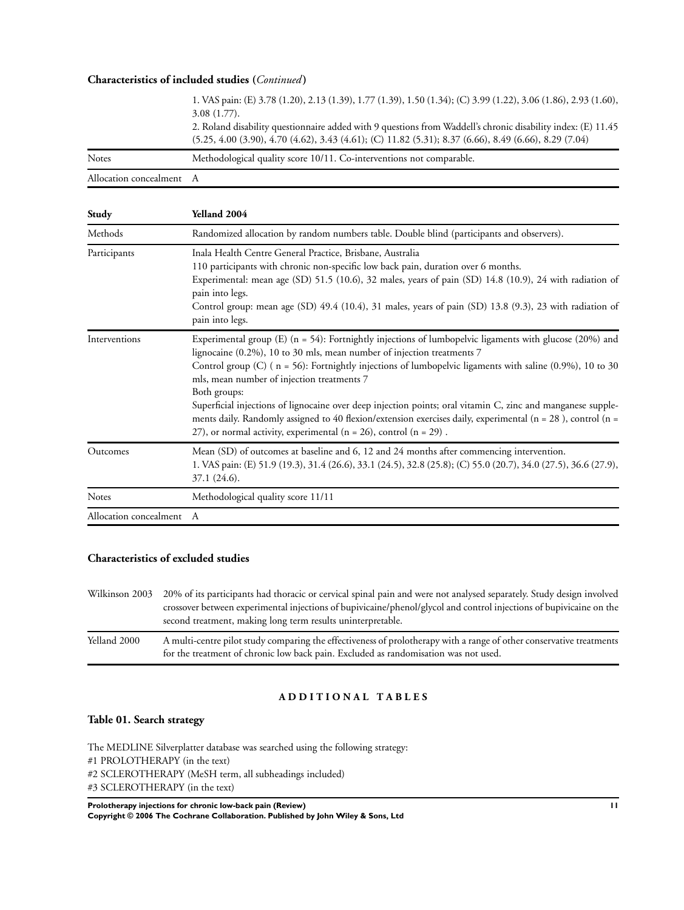**Characteristics of included studies** (*Continued*)

| | |
|---|---|
| | 1. VAS pain: (E) 3.78 (1.20), 2.13 (1.39), 1.77 (1.39), 1.50 (1.34); (C) 3.99 (1.22), 3.06 (1.86), 2.93 (1.60), 3.08 (1.77).<br>2. Roland disability questionnaire added with 9 questions from Waddell's chronic disability index: (E) 11.45 (5.25, 4.00 (3.90), 4.70 (4.62), 3.43 (4.61); (C) 11.82 (5.31); 8.37 (6.66), 8.49 (6.66), 8.29 (7.04) |
| Notes | Methodological quality score 10/11. Co-interventions not comparable. |
| Allocation concealment | A |

| Study | Yelland 2004 |
|---|---|
| Methods | Randomized allocation by random numbers table. Double blind (participants and observers). |
| Participants | Inala Health Centre General Practice, Brisbane, Australia<br>110 participants with chronic non-specific low back pain, duration over 6 months.<br>Experimental: mean age (SD) 51.5 (10.6), 32 males, years of pain (SD) 14.8 (10.9), 24 with radiation of pain into legs.<br>Control group: mean age (SD) 49.4 (10.4), 31 males, years of pain (SD) 13.8 (9.3), 23 with radiation of pain into legs. |
| Interventions | Experimental group (E) (n = 54): Fortnightly injections of lumbopelvic ligaments with glucose (20%) and lignocaine (0.2%), 10 to 30 mls, mean number of injection treatments 7<br>Control group (C) ( n = 56): Fortnightly injections of lumbopelvic ligaments with saline (0.9%), 10 to 30 mls, mean number of injection treatments 7<br>Both groups:<br>Superficial injections of lignocaine over deep injection points; oral vitamin C, zinc and manganese supplements daily. Randomly assigned to 40 flexion/extension exercises daily, experimental (n = 28 ), control (n = 27), or normal activity, experimental (n = 26), control (n = 29) . |
| Outcomes | Mean (SD) of outcomes at baseline and 6, 12 and 24 months after commencing intervention.<br>1. VAS pain: (E) 51.9 (19.3), 31.4 (26.6), 33.1 (24.5), 32.8 (25.8); (C) 55.0 (20.7), 34.0 (27.5), 36.6 (27.9), 37.1 (24.6). |
| Notes | Methodological quality score 11/11 |
| Allocation concealment | A |

### Characteristics of excluded studies

| | |
|---|---|
| Wilkinson 2003 | 20% of its participants had thoracic or cervical spinal pain and were not analysed separately. Study design involved crossover between experimental injections of bupivicaine/phenol/glycol and control injections of bupivicaine on the second treatment, making long term results uninterpretable. |
| Yelland 2000 | A multi-centre pilot study comparing the effectiveness of prolotherapy with a range of other conservative treatments for the treatment of chronic low back pain. Excluded as randomisation was not used. |

## ADDITIONAL TABLES

### Table 01. Search strategy

The MEDLINE Silverplatter database was searched using the following strategy:
#1 PROLOTHERAPY (in the text)
#2 SCLEROTHERAPY (MeSH term, all subheadings included)
#3 SCLEROTHERAPY (in the text)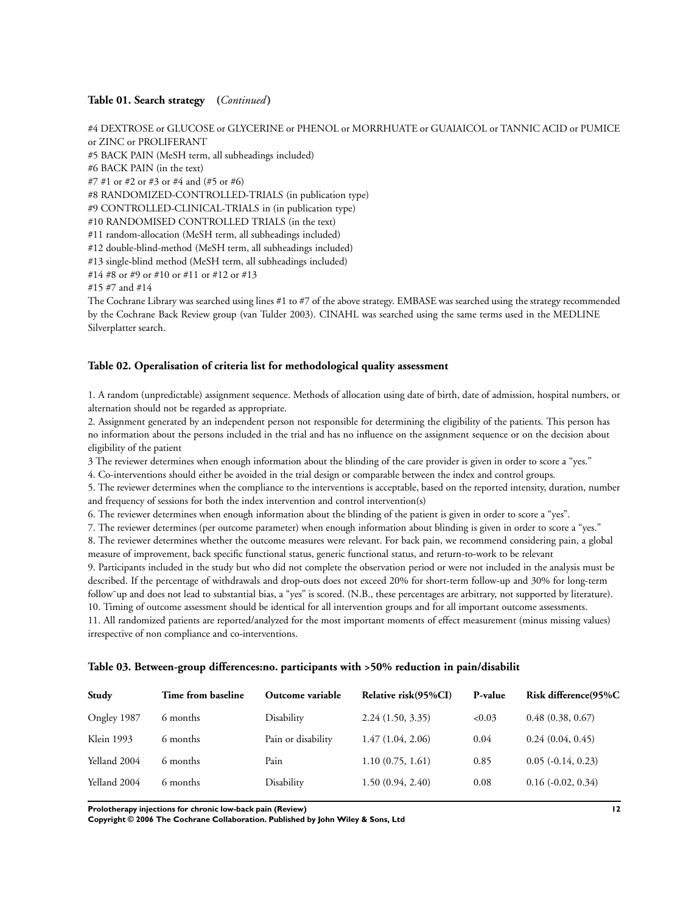**Table 01. Search strategy** (*Continued*)

#4 DEXTROSE or GLUCOSE or GLYCERINE or PHENOL or MORRHUATE or GUAIAICOL or TANNIC ACID or PUMICE or ZINC or PROLIFERANT
#5 BACK PAIN (MeSH term, all subheadings included)
#6 BACK PAIN (in the text)
#7 #1 or #2 or #3 or #4 and (#5 or #6)
#8 RANDOMIZED-CONTROLLED-TRIALS (in publication type)
#9 CONTROLLED-CLINICAL-TRIALS in (in publication type)
#10 RANDOMISED CONTROLLED TRIALS (in the text)
#11 random-allocation (MeSH term, all subheadings included)
#12 double-blind-method (MeSH term, all subheadings included)
#13 single-blind method (MeSH term, all subheadings included)
#14 #8 or #9 or #10 or #11 or #12 or #13
#15 #7 and #14
The Cochrane Library was searched using lines #1 to #7 of the above strategy. EMBASE was searched using the strategy recommended by the Cochrane Back Review group (van Tulder 2003). CINAHL was searched using the same terms used in the MEDLINE Silverplatter search.

**Table 02. Operalisation of criteria list for methodological quality assessment**

1. A random (unpredictable) assignment sequence. Methods of allocation using date of birth, date of admission, hospital numbers, or alternation should not be regarded as appropriate.
2. Assignment generated by an independent person not responsible for determining the eligibility of the patients. This person has no information about the persons included in the trial and has no influence on the assignment sequence or on the decision about eligibility of the patient
3 The reviewer determines when enough information about the blinding of the care provider is given in order to score a "yes."
4. Co-interventions should either be avoided in the trial design or comparable between the index and control groups.
5. The reviewer determines when the compliance to the interventions is acceptable, based on the reported intensity, duration, number and frequency of sessions for both the index intervention and control intervention(s)
6. The reviewer determines when enough information about the blinding of the patient is given in order to score a "yes".
7. The reviewer determines (per outcome parameter) when enough information about blinding is given in order to score a "yes."
8. The reviewer determines whether the outcome measures were relevant. For back pain, we recommend considering pain, a global measure of improvement, back specific functional status, generic functional status, and return-to-work to be relevant
9. Participants included in the study but who did not complete the observation period or were not included in the analysis must be described. If the percentage of withdrawals and drop-outs does not exceed 20% for short-term follow-up and 30% for long-term follow˜up and does not lead to substantial bias, a "yes" is scored. (N.B., these percentages are arbitrary, not supported by literature).
10. Timing of outcome assessment should be identical for all intervention groups and for all important outcome assessments.
11. All randomized patients are reported/analyzed for the most important moments of effect measurement (minus missing values) irrespective of non compliance and co-interventions.

**Table 03. Between-group differences:no. participants with >50% reduction in pain/disabilit**

| Study | Time from baseline | Outcome variable | Relative risk(95%CI) | P-value | Risk difference(95%C |
|---|---|---|---|---|---|
| Ongley 1987 | 6 months | Disability | 2.24 (1.50, 3.35) | <0.03 | 0.48 (0.38, 0.67) |
| Klein 1993 | 6 months | Pain or disability | 1.47 (1.04, 2.06) | 0.04 | 0.24 (0.04, 0.45) |
| Yelland 2004 | 6 months | Pain | 1.10 (0.75, 1.61) | 0.85 | 0.05 (-0.14, 0.23) |
| Yelland 2004 | 6 months | Disability | 1.50 (0.94, 2.40) | 0.08 | 0.16 (-0.02, 0.34) |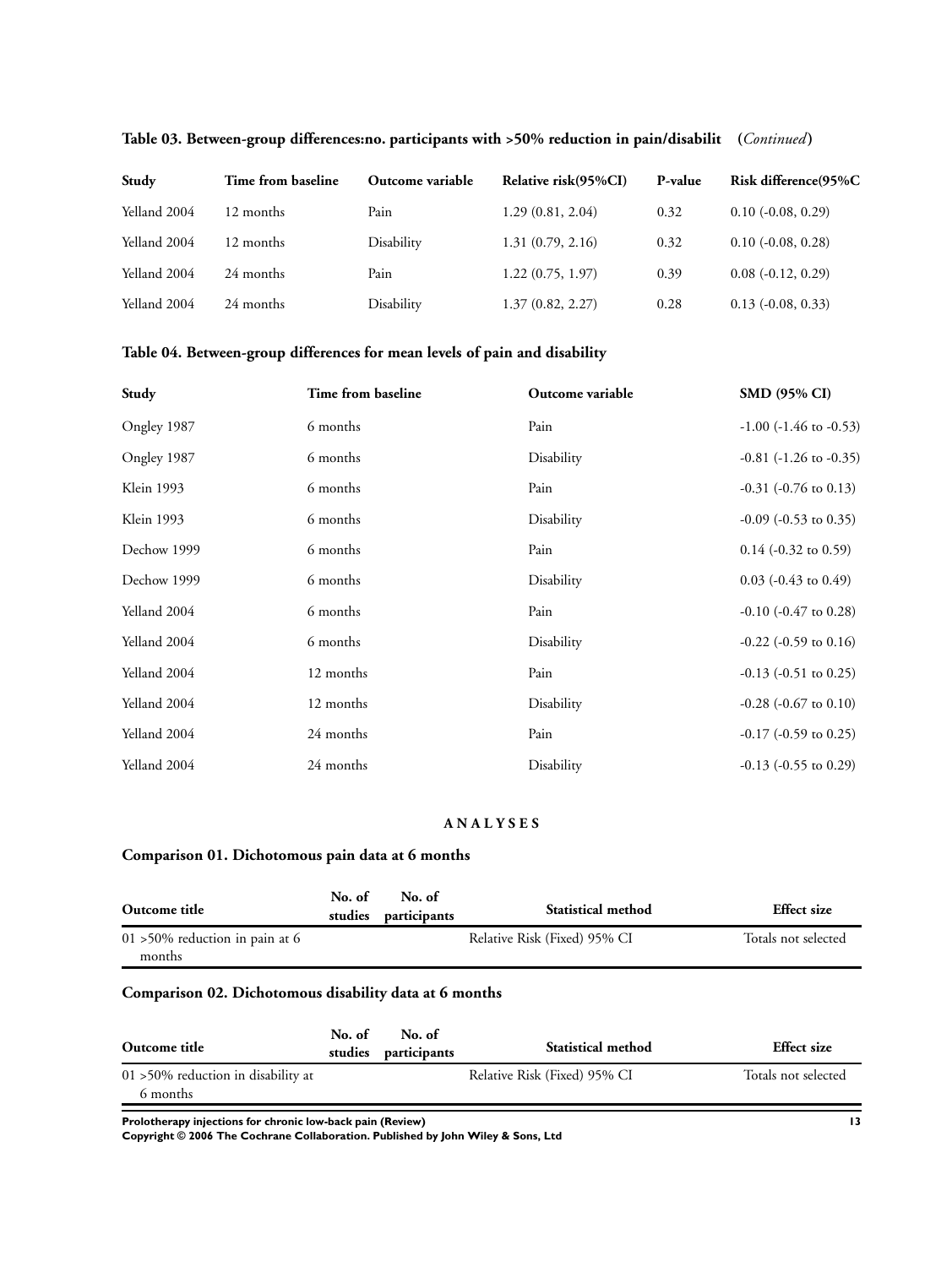**Table 03. Between-group differences:no. participants with >50% reduction in pain/disabilit (*Continued*)**

| Study | Time from baseline | Outcome variable | Relative risk(95%CI) | P-value | Risk difference(95%C |
|---|---|---|---|---|---|
| Yelland 2004 | 12 months | Pain | 1.29 (0.81, 2.04) | 0.32 | 0.10 (-0.08, 0.29) |
| Yelland 2004 | 12 months | Disability | 1.31 (0.79, 2.16) | 0.32 | 0.10 (-0.08, 0.28) |
| Yelland 2004 | 24 months | Pain | 1.22 (0.75, 1.97) | 0.39 | 0.08 (-0.12, 0.29) |
| Yelland 2004 | 24 months | Disability | 1.37 (0.82, 2.27) | 0.28 | 0.13 (-0.08, 0.33) |

**Table 04. Between-group differences for mean levels of pain and disability**

| Study | Time from baseline | Outcome variable | SMD (95% CI) |
|---|---|---|---|
| Ongley 1987 | 6 months | Pain | -1.00 (-1.46 to -0.53) |
| Ongley 1987 | 6 months | Disability | -0.81 (-1.26 to -0.35) |
| Klein 1993 | 6 months | Pain | -0.31 (-0.76 to 0.13) |
| Klein 1993 | 6 months | Disability | -0.09 (-0.53 to 0.35) |
| Dechow 1999 | 6 months | Pain | 0.14 (-0.32 to 0.59) |
| Dechow 1999 | 6 months | Disability | 0.03 (-0.43 to 0.49) |
| Yelland 2004 | 6 months | Pain | -0.10 (-0.47 to 0.28) |
| Yelland 2004 | 6 months | Disability | -0.22 (-0.59 to 0.16) |
| Yelland 2004 | 12 months | Pain | -0.13 (-0.51 to 0.25) |
| Yelland 2004 | 12 months | Disability | -0.28 (-0.67 to 0.10) |
| Yelland 2004 | 24 months | Pain | -0.17 (-0.59 to 0.25) |
| Yelland 2004 | 24 months | Disability | -0.13 (-0.55 to 0.29) |

## ANALYSES

### Comparison 01. Dichotomous pain data at 6 months

| Outcome title | No. of studies | No. of participants | Statistical method | Effect size |
|---|---|---|---|---|
| 01 >50% reduction in pain at 6 months | | | Relative Risk (Fixed) 95% CI | Totals not selected |

### Comparison 02. Dichotomous disability data at 6 months

| Outcome title | No. of studies | No. of participants | Statistical method | Effect size |
|---|---|---|---|---|
| 01 >50% reduction in disability at 6 months | | | Relative Risk (Fixed) 95% CI | Totals not selected |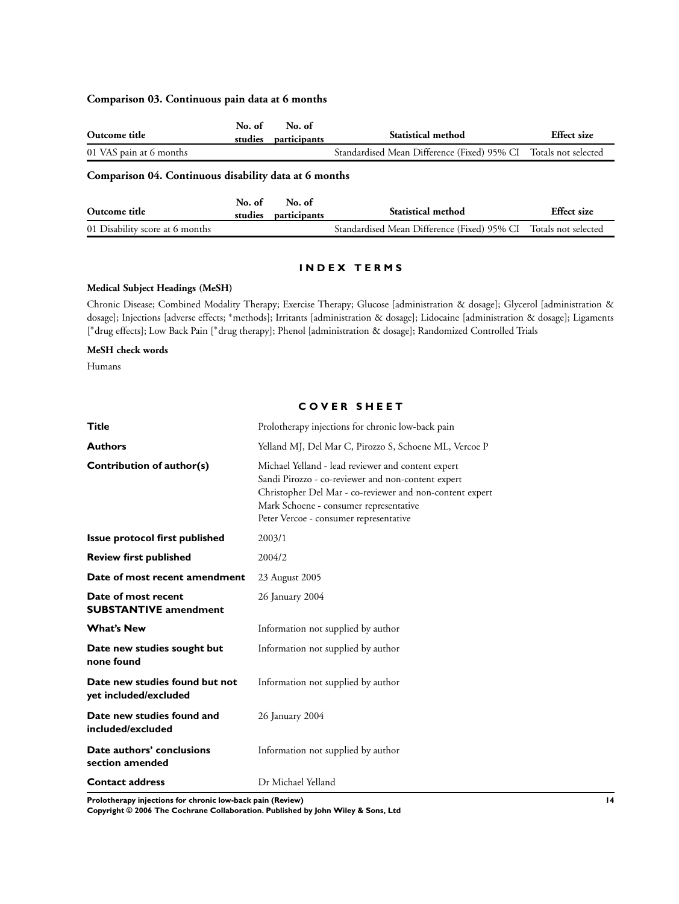### Comparison 03. Continuous pain data at 6 months

| Outcome title | No. of studies | No. of participants | Statistical method | Effect size |
|---|---|---|---|---|
| 01 VAS pain at 6 months | | | Standardised Mean Difference (Fixed) 95% CI | Totals not selected |

### Comparison 04. Continuous disability data at 6 months

| Outcome title | No. of studies | No. of participants | Statistical method | Effect size |
|---|---|---|---|---|
| 01 Disability score at 6 months | | | Standardised Mean Difference (Fixed) 95% CI | Totals not selected |

## INDEX TERMS

**Medical Subject Headings (MeSH)**

Chronic Disease; Combined Modality Therapy; Exercise Therapy; Glucose [administration & dosage]; Glycerol [administration & dosage]; Injections [adverse effects; *methods]; Irritants [administration & dosage]; Lidocaine [administration & dosage]; Ligaments [*drug effects]; Low Back Pain [*drug therapy]; Phenol [administration & dosage]; Randomized Controlled Trials

**MeSH check words**

Humans

## COVER SHEET

| | |
|---|---|
| **Title** | Prolotherapy injections for chronic low-back pain |
| **Authors** | Yelland MJ, Del Mar C, Pirozzo S, Schoene ML, Vercoe P |
| **Contribution of author(s)** | Michael Yelland - lead reviewer and content expert<br>Sandi Pirozzo - co-reviewer and non-content expert<br>Christopher Del Mar - co-reviewer and non-content expert<br>Mark Schoene - consumer representative<br>Peter Vercoe - consumer representative |
| **Issue protocol first published** | 2003/1 |
| **Review first published** | 2004/2 |
| **Date of most recent amendment** | 23 August 2005 |
| **Date of most recent SUBSTANTIVE amendment** | 26 January 2004 |
| **What's New** | Information not supplied by author |
| **Date new studies sought but none found** | Information not supplied by author |
| **Date new studies found but not yet included/excluded** | Information not supplied by author |
| **Date new studies found and included/excluded** | 26 January 2004 |
| **Date authors' conclusions section amended** | Information not supplied by author |
| **Contact address** | Dr Michael Yelland |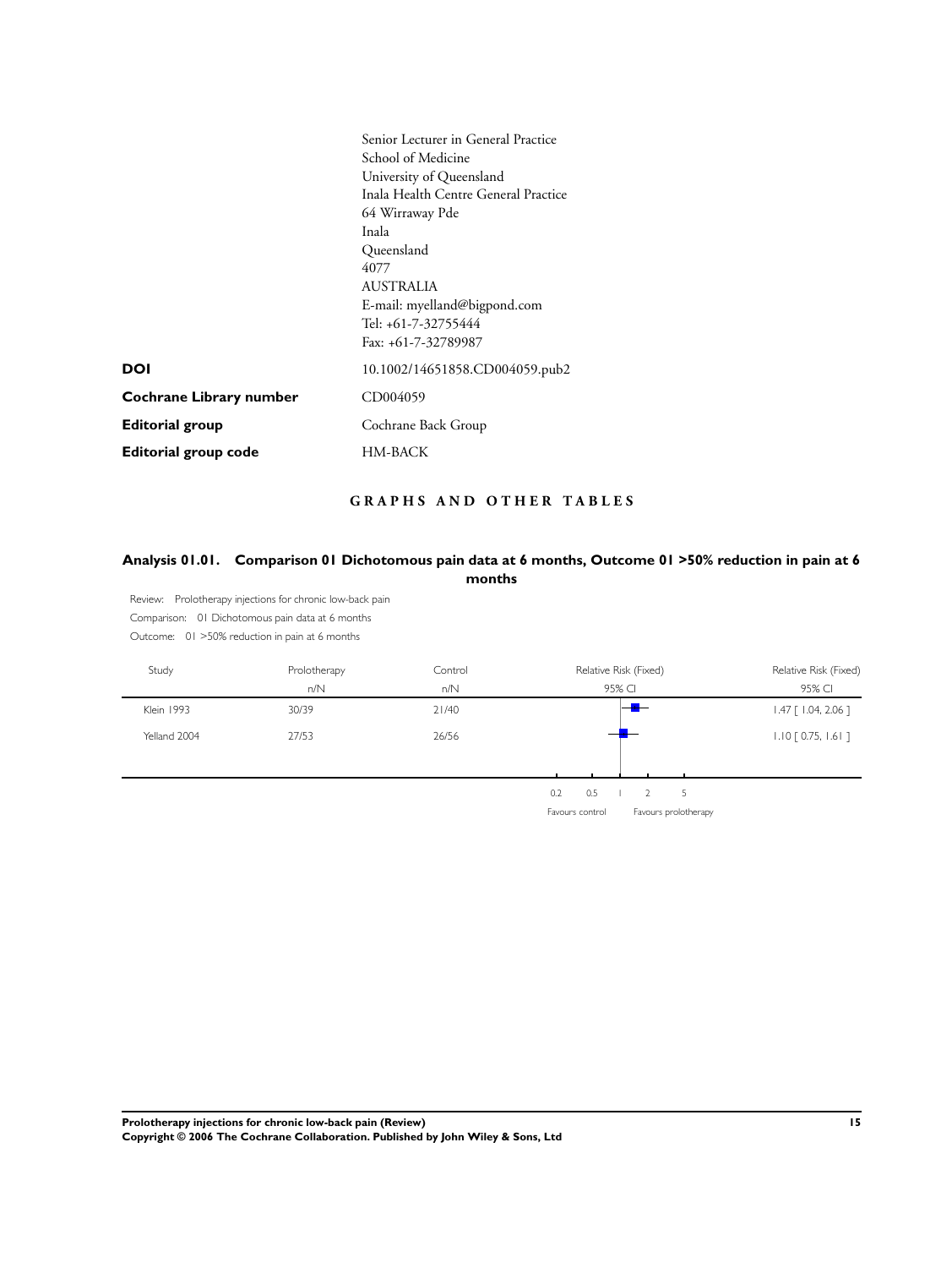Senior Lecturer in General Practice
School of Medicine
University of Queensland
Inala Health Centre General Practice
64 Wirraway Pde
Inala
Queensland
4077
AUSTRALIA
E-mail: myelland@bigpond.com
Tel: +61-7-32755444
Fax: +61-7-32789987

| | |
|---|---|
| **DOI** | 10.1002/14651858.CD004059.pub2 |
| **Cochrane Library number** | CD004059 |
| **Editorial group** | Cochrane Back Group |
| **Editorial group code** | HM-BACK |

## GRAPHS AND OTHER TABLES

### Analysis 01.01. Comparison 01 Dichotomous pain data at 6 months, Outcome 01 >50% reduction in pain at 6 months

Review: Prolotherapy injections for chronic low-back pain
Comparison: 01 Dichotomous pain data at 6 months
Outcome: 01 >50% reduction in pain at 6 months

| Study | Prolotherapy n/N | Control n/N | Relative Risk (Fixed) 95% CI | Relative Risk (Fixed) 95% CI |
|---|---|---|---|---|
| Klein 1993 | 30/39 | 21/40 | | 1.47 [ 1.04, 2.06 ] |
| Yelland 2004 | 27/53 | 26/56 | | 1.10 [ 0.75, 1.61 ] |

0.2 0.5 1 2 5
Favours control Favours prolotherapy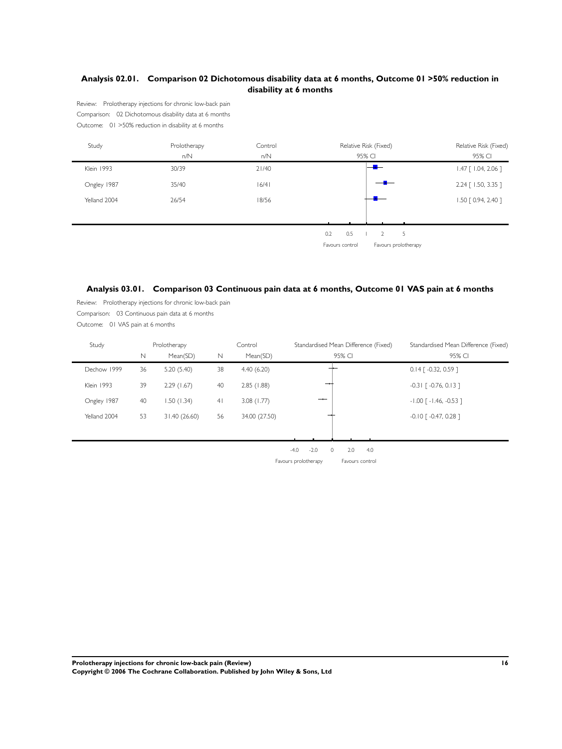## Analysis 02.01. Comparison 02 Dichotomous disability data at 6 months, Outcome 01 >50% reduction in disability at 6 months

Review: Prolotherapy injections for chronic low-back pain
Comparison: 02 Dichotomous disability data at 6 months
Outcome: 01 >50% reduction in disability at 6 months

| Study | Prolotherapy n/N | Control n/N | Relative Risk (Fixed) 95% CI |
|---|---|---|---|
| Klein 1993 | 30/39 | 21/40 | 1.47 [ 1.04, 2.06 ] |
| Ongley 1987 | 35/40 | 16/41 | 2.24 [ 1.50, 3.35 ] |
| Yelland 2004 | 26/54 | 18/56 | 1.50 [ 0.94, 2.40 ] |

0.2 0.5 1 2 5

Favours control Favours prolotherapy

## Analysis 03.01. Comparison 03 Continuous pain data at 6 months, Outcome 01 VAS pain at 6 months

Review: Prolotherapy injections for chronic low-back pain
Comparison: 03 Continuous pain data at 6 months
Outcome: 01 VAS pain at 6 months

| Study | Prolotherapy N | Prolotherapy Mean(SD) | Control N | Control Mean(SD) | Standardised Mean Difference (Fixed) 95% CI |
|---|---|---|---|---|---|
| Dechow 1999 | 36 | 5.20 (5.40) | 38 | 4.40 (6.20) | 0.14 [ -0.32, 0.59 ] |
| Klein 1993 | 39 | 2.29 (1.67) | 40 | 2.85 (1.88) | -0.31 [ -0.76, 0.13 ] |
| Ongley 1987 | 40 | 1.50 (1.34) | 41 | 3.08 (1.77) | -1.00 [ -1.46, -0.53 ] |
| Yelland 2004 | 53 | 31.40 (26.60) | 56 | 34.00 (27.50) | -0.10 [ -0.47, 0.28 ] |

-4.0 -2.0 0 2.0 4.0

Favours prolotherapy Favours control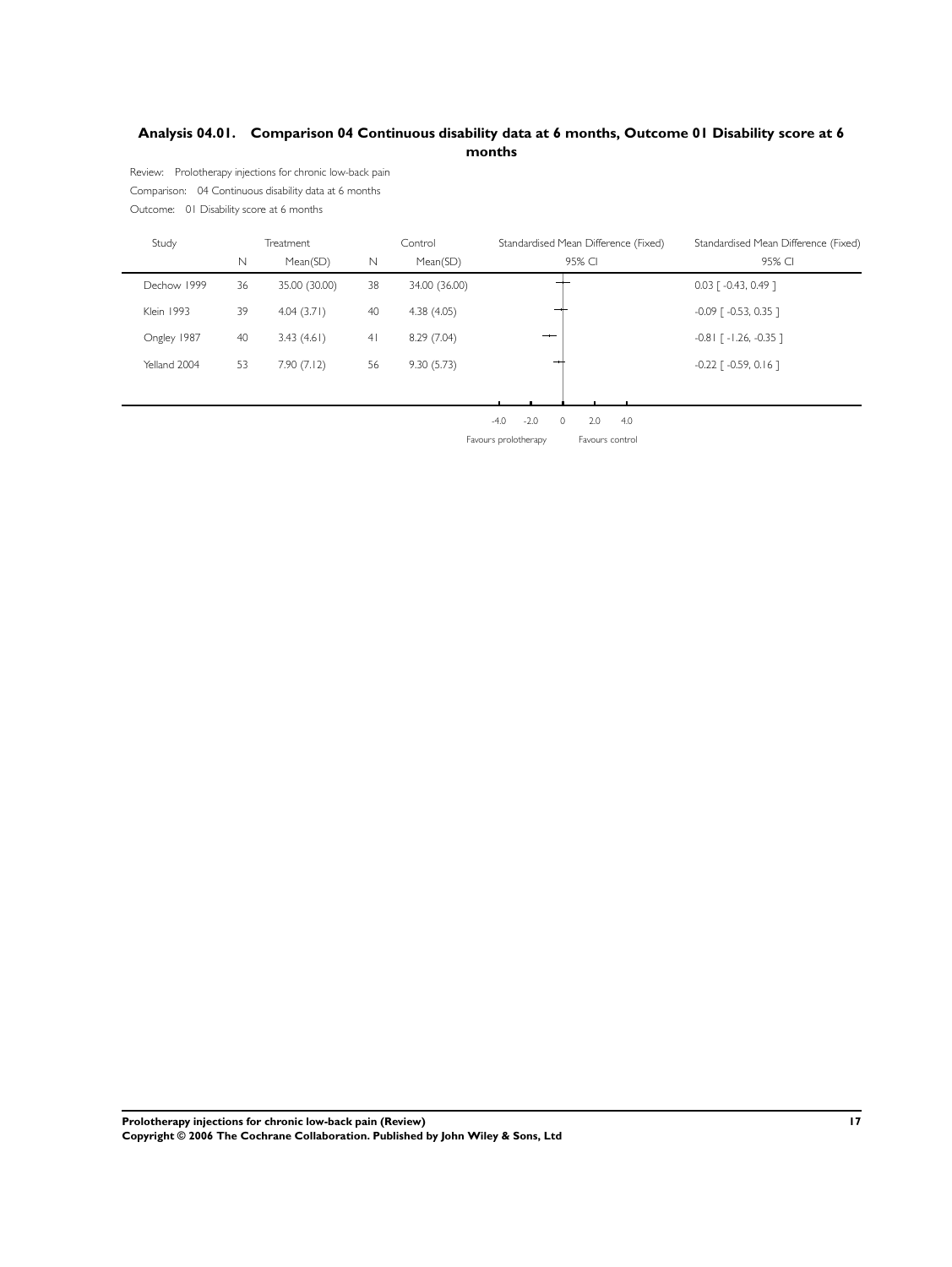**Analysis 04.01. Comparison 04 Continuous disability data at 6 months, Outcome 01 Disability score at 6 months**

Review: Prolotherapy injections for chronic low-back pain

Comparison: 04 Continuous disability data at 6 months

Outcome: 01 Disability score at 6 months

| Study | Treatment | | Control | | Standardised Mean Difference (Fixed) | Standardised Mean Difference (Fixed) |
|---|---|---|---|---|---|---|
| | N | Mean(SD) | N | Mean(SD) | 95% CI | 95% CI |
| Dechow 1999 | 36 | 35.00 (30.00) | 38 | 34.00 (36.00) | | 0.03 [ -0.43, 0.49 ] |
| Klein 1993 | 39 | 4.04 (3.71) | 40 | 4.38 (4.05) | | -0.09 [ -0.53, 0.35 ] |
| Ongley 1987 | 40 | 3.43 (4.61) | 41 | 8.29 (7.04) | | -0.81 [ -1.26, -0.35 ] |
| Yelland 2004 | 53 | 7.90 (7.12) | 56 | 9.30 (5.73) | | -0.22 [ -0.59, 0.16 ] |

-4.0 -2.0 0 2.0 4.0

Favours prolotherapy Favours control